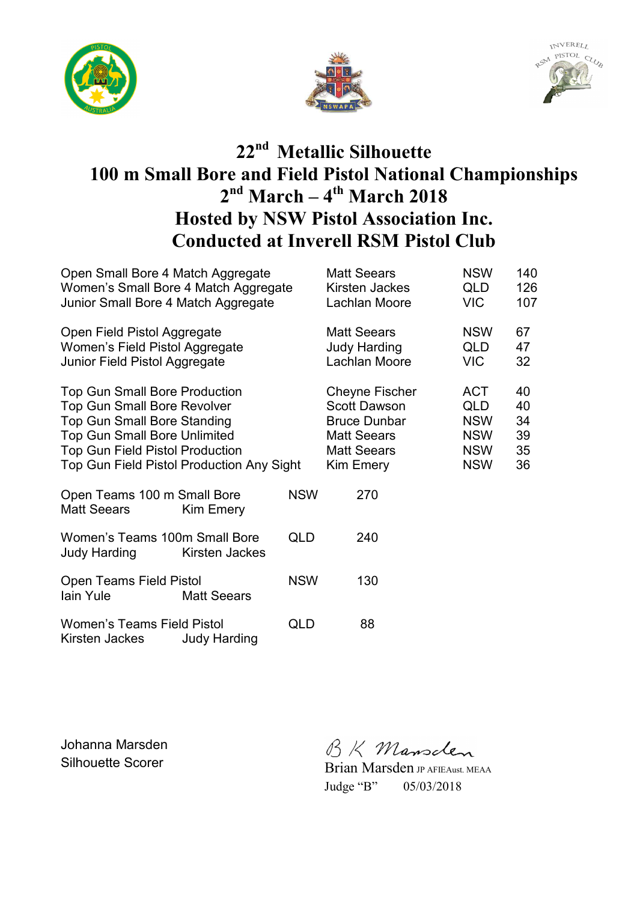# 22nd Metallic Silhouette
# 100 m Small Bore and Field Pistol National Championships
# 2nd March – 4th March 2018
# Hosted by NSW Pistol Association Inc.
# Conducted at Inverell RSM Pistol Club

| Event | Name | State | Score |
|---|---|---|---|
| Open Small Bore 4 Match Aggregate | Matt Seears | NSW | 140 |
| Women's Small Bore 4 Match Aggregate | Kirsten Jackes | QLD | 126 |
| Junior Small Bore 4 Match Aggregate | Lachlan Moore | VIC | 107 |
| Open Field Pistol Aggregate | Matt Seears | NSW | 67 |
| Women's Field Pistol Aggregate | Judy Harding | QLD | 47 |
| Junior Field Pistol Aggregate | Lachlan Moore | VIC | 32 |
| Top Gun Small Bore Production | Cheyne Fischer | ACT | 40 |
| Top Gun Small Bore Revolver | Scott Dawson | QLD | 40 |
| Top Gun Small Bore Standing | Bruce Dunbar | NSW | 34 |
| Top Gun Small Bore Unlimited | Matt Seears | NSW | 39 |
| Top Gun Field Pistol Production | Matt Seears | NSW | 35 |
| Top Gun Field Pistol Production Any Sight | Kim Emery | NSW | 36 |

Open Teams 100 m Small Bore — NSW — 270
Matt Seears, Kim Emery

Women's Teams 100m Small Bore — QLD — 240
Judy Harding, Kirsten Jackes

Open Teams Field Pistol — NSW — 130
Iain Yule, Matt Seears

Women's Teams Field Pistol — QLD — 88
Kirsten Jackes, Judy Harding

Johanna Marsden
Silhouette Scorer

B K Marsden
Brian Marsden JP AFIEAust. MEAA
Judge "B" 05/03/2018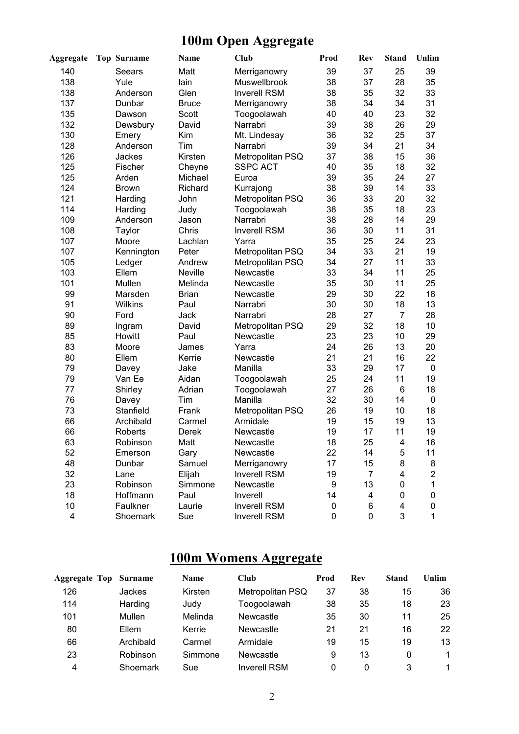# 100m Open Aggregate

| Aggregate | Top | Surname | Name | Club | Prod | Rev | Stand | Unlim |
|---|---|---|---|---|---|---|---|---|
| 140 | | Seears | Matt | Merriganowry | 39 | 37 | 25 | 39 |
| 138 | | Yule | Iain | Muswellbrook | 38 | 37 | 28 | 35 |
| 138 | | Anderson | Glen | Inverell RSM | 38 | 35 | 32 | 33 |
| 137 | | Dunbar | Bruce | Merriganowry | 38 | 34 | 34 | 31 |
| 135 | | Dawson | Scott | Toogoolawah | 40 | 40 | 23 | 32 |
| 132 | | Dewsbury | David | Narrabri | 39 | 38 | 26 | 29 |
| 130 | | Emery | Kim | Mt. Lindesay | 36 | 32 | 25 | 37 |
| 128 | | Anderson | Tim | Narrabri | 39 | 34 | 21 | 34 |
| 126 | | Jackes | Kirsten | Metropolitan PSQ | 37 | 38 | 15 | 36 |
| 125 | | Fischer | Cheyne | SSPC ACT | 40 | 35 | 18 | 32 |
| 125 | | Arden | Michael | Euroa | 39 | 35 | 24 | 27 |
| 124 | | Brown | Richard | Kurrajong | 38 | 39 | 14 | 33 |
| 121 | | Harding | John | Metropolitan PSQ | 36 | 33 | 20 | 32 |
| 114 | | Harding | Judy | Toogoolawah | 38 | 35 | 18 | 23 |
| 109 | | Anderson | Jason | Narrabri | 38 | 28 | 14 | 29 |
| 108 | | Taylor | Chris | Inverell RSM | 36 | 30 | 11 | 31 |
| 107 | | Moore | Lachlan | Yarra | 35 | 25 | 24 | 23 |
| 107 | | Kennington | Peter | Metropolitan PSQ | 34 | 33 | 21 | 19 |
| 105 | | Ledger | Andrew | Metropolitan PSQ | 34 | 27 | 11 | 33 |
| 103 | | Ellem | Neville | Newcastle | 33 | 34 | 11 | 25 |
| 101 | | Mullen | Melinda | Newcastle | 35 | 30 | 11 | 25 |
| 99 | | Marsden | Brian | Newcastle | 29 | 30 | 22 | 18 |
| 91 | | Wilkins | Paul | Narrabri | 30 | 30 | 18 | 13 |
| 90 | | Ford | Jack | Narrabri | 28 | 27 | 7 | 28 |
| 89 | | Ingram | David | Metropolitan PSQ | 29 | 32 | 18 | 10 |
| 85 | | Howitt | Paul | Newcastle | 23 | 23 | 10 | 29 |
| 83 | | Moore | James | Yarra | 24 | 26 | 13 | 20 |
| 80 | | Ellem | Kerrie | Newcastle | 21 | 21 | 16 | 22 |
| 79 | | Davey | Jake | Manilla | 33 | 29 | 17 | 0 |
| 79 | | Van Ee | Aidan | Toogoolawah | 25 | 24 | 11 | 19 |
| 77 | | Shirley | Adrian | Toogoolawah | 27 | 26 | 6 | 18 |
| 76 | | Davey | Tim | Manilla | 32 | 30 | 14 | 0 |
| 73 | | Stanfield | Frank | Metropolitan PSQ | 26 | 19 | 10 | 18 |
| 66 | | Archibald | Carmel | Armidale | 19 | 15 | 19 | 13 |
| 66 | | Roberts | Derek | Newcastle | 19 | 17 | 11 | 19 |
| 63 | | Robinson | Matt | Newcastle | 18 | 25 | 4 | 16 |
| 52 | | Emerson | Gary | Newcastle | 22 | 14 | 5 | 11 |
| 48 | | Dunbar | Samuel | Merriganowry | 17 | 15 | 8 | 8 |
| 32 | | Lane | Elijah | Inverell RSM | 19 | 7 | 4 | 2 |
| 23 | | Robinson | Simmone | Newcastle | 9 | 13 | 0 | 1 |
| 18 | | Hoffmann | Paul | Inverell | 14 | 4 | 0 | 0 |
| 10 | | Faulkner | Laurie | Inverell RSM | 0 | 6 | 4 | 0 |
| 4 | | Shoemark | Sue | Inverell RSM | 0 | 0 | 3 | 1 |

# 100m Womens Aggregate

| Aggregate | Top | Surname | Name | Club | Prod | Rev | Stand | Unlim |
|---|---|---|---|---|---|---|---|---|
| 126 | | Jackes | Kirsten | Metropolitan PSQ | 37 | 38 | 15 | 36 |
| 114 | | Harding | Judy | Toogoolawah | 38 | 35 | 18 | 23 |
| 101 | | Mullen | Melinda | Newcastle | 35 | 30 | 11 | 25 |
| 80 | | Ellem | Kerrie | Newcastle | 21 | 21 | 16 | 22 |
| 66 | | Archibald | Carmel | Armidale | 19 | 15 | 19 | 13 |
| 23 | | Robinson | Simmone | Newcastle | 9 | 13 | 0 | 1 |
| 4 | | Shoemark | Sue | Inverell RSM | 0 | 0 | 3 | 1 |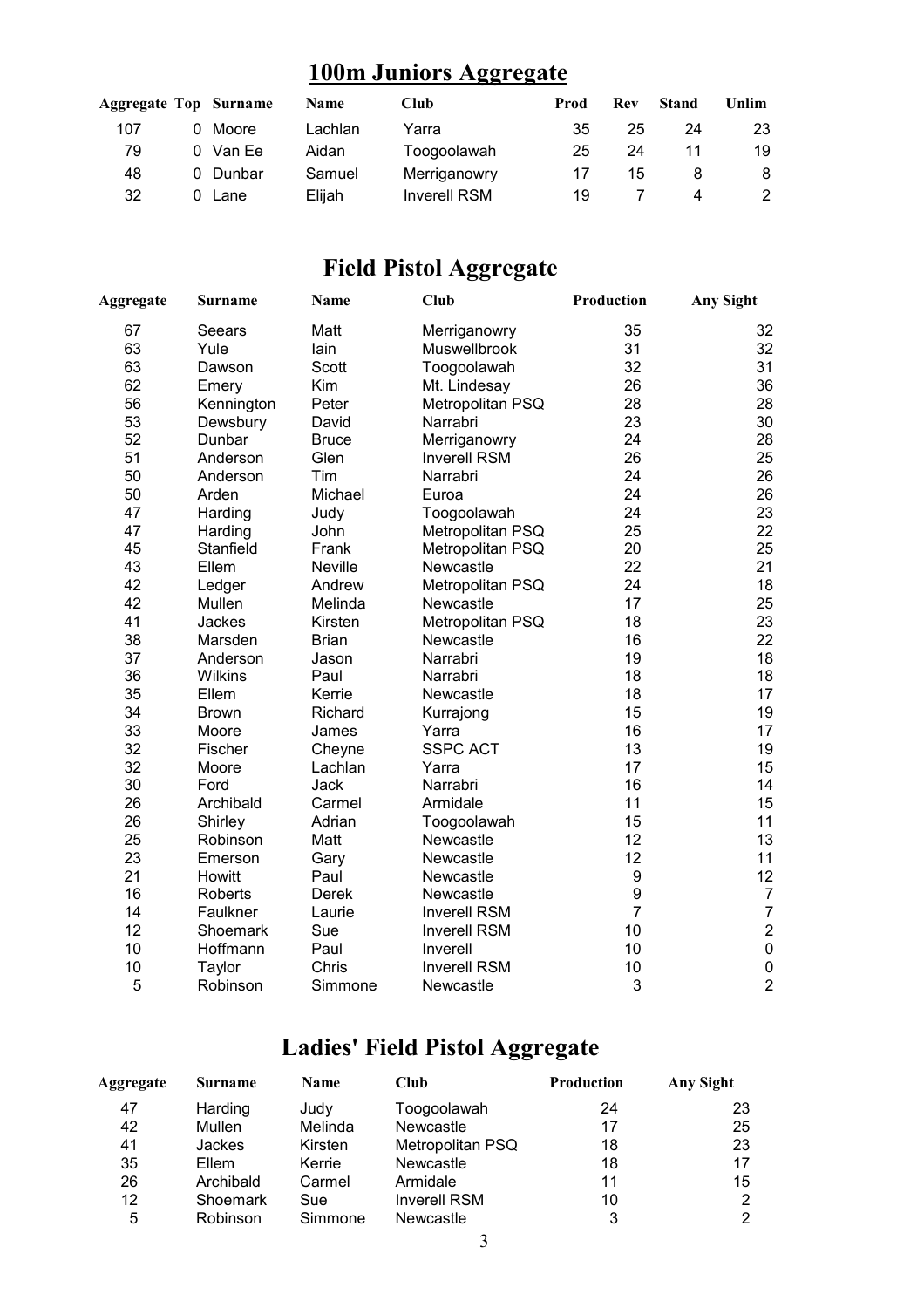# 100m Juniors Aggregate

| Aggregate | Top | Surname | Name | Club | Prod | Rev | Stand | Unlim |
|---|---|---|---|---|---|---|---|---|
| 107 | 0 | Moore | Lachlan | Yarra | 35 | 25 | 24 | 23 |
| 79 | 0 | Van Ee | Aidan | Toogoolawah | 25 | 24 | 11 | 19 |
| 48 | 0 | Dunbar | Samuel | Merriganowry | 17 | 15 | 8 | 8 |
| 32 | 0 | Lane | Elijah | Inverell RSM | 19 | 7 | 4 | 2 |

# Field Pistol Aggregate

| Aggregate | Surname | Name | Club | Production | Any Sight |
|---|---|---|---|---|---|
| 67 | Seears | Matt | Merriganowry | 35 | 32 |
| 63 | Yule | Iain | Muswellbrook | 31 | 32 |
| 63 | Dawson | Scott | Toogoolawah | 32 | 31 |
| 62 | Emery | Kim | Mt. Lindesay | 26 | 36 |
| 56 | Kennington | Peter | Metropolitan PSQ | 28 | 28 |
| 53 | Dewsbury | David | Narrabri | 23 | 30 |
| 52 | Dunbar | Bruce | Merriganowry | 24 | 28 |
| 51 | Anderson | Glen | Inverell RSM | 26 | 25 |
| 50 | Anderson | Tim | Narrabri | 24 | 26 |
| 50 | Arden | Michael | Euroa | 24 | 26 |
| 47 | Harding | Judy | Toogoolawah | 24 | 23 |
| 47 | Harding | John | Metropolitan PSQ | 25 | 22 |
| 45 | Stanfield | Frank | Metropolitan PSQ | 20 | 25 |
| 43 | Ellem | Neville | Newcastle | 22 | 21 |
| 42 | Ledger | Andrew | Metropolitan PSQ | 24 | 18 |
| 42 | Mullen | Melinda | Newcastle | 17 | 25 |
| 41 | Jackes | Kirsten | Metropolitan PSQ | 18 | 23 |
| 38 | Marsden | Brian | Newcastle | 16 | 22 |
| 37 | Anderson | Jason | Narrabri | 19 | 18 |
| 36 | Wilkins | Paul | Narrabri | 18 | 18 |
| 35 | Ellem | Kerrie | Newcastle | 18 | 17 |
| 34 | Brown | Richard | Kurrajong | 15 | 19 |
| 33 | Moore | James | Yarra | 16 | 17 |
| 32 | Fischer | Cheyne | SSPC ACT | 13 | 19 |
| 32 | Moore | Lachlan | Yarra | 17 | 15 |
| 30 | Ford | Jack | Narrabri | 16 | 14 |
| 26 | Archibald | Carmel | Armidale | 11 | 15 |
| 26 | Shirley | Adrian | Toogoolawah | 15 | 11 |
| 25 | Robinson | Matt | Newcastle | 12 | 13 |
| 23 | Emerson | Gary | Newcastle | 12 | 11 |
| 21 | Howitt | Paul | Newcastle | 9 | 12 |
| 16 | Roberts | Derek | Newcastle | 9 | 7 |
| 14 | Faulkner | Laurie | Inverell RSM | 7 | 7 |
| 12 | Shoemark | Sue | Inverell RSM | 10 | 2 |
| 10 | Hoffmann | Paul | Inverell | 10 | 0 |
| 10 | Taylor | Chris | Inverell RSM | 10 | 0 |
| 5 | Robinson | Simmone | Newcastle | 3 | 2 |

# Ladies' Field Pistol Aggregate

| Aggregate | Surname | Name | Club | Production | Any Sight |
|---|---|---|---|---|---|
| 47 | Harding | Judy | Toogoolawah | 24 | 23 |
| 42 | Mullen | Melinda | Newcastle | 17 | 25 |
| 41 | Jackes | Kirsten | Metropolitan PSQ | 18 | 23 |
| 35 | Ellem | Kerrie | Newcastle | 18 | 17 |
| 26 | Archibald | Carmel | Armidale | 11 | 15 |
| 12 | Shoemark | Sue | Inverell RSM | 10 | 2 |
| 5 | Robinson | Simmone | Newcastle | 3 | 2 |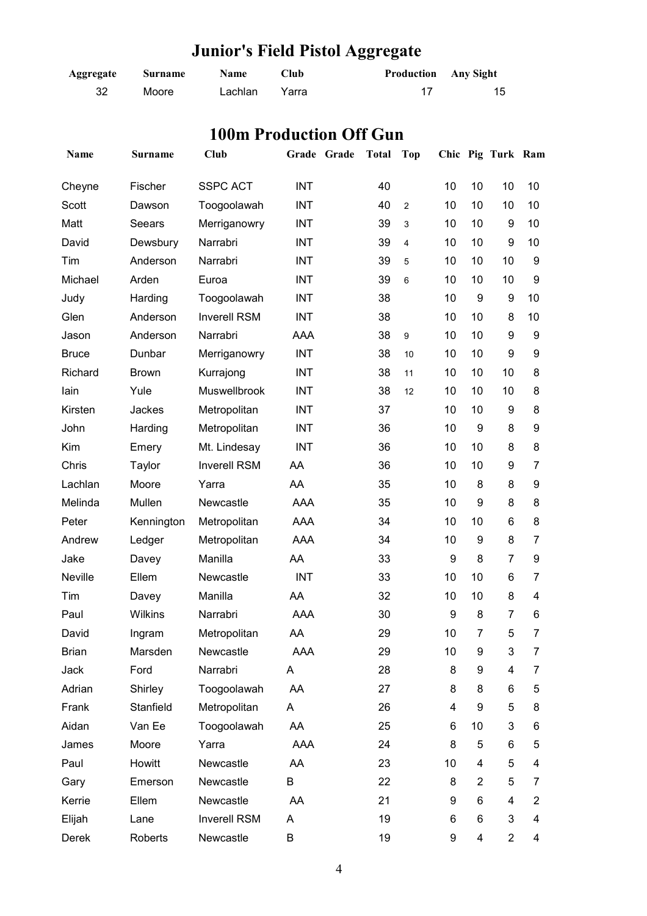# Junior's Field Pistol Aggregate

| Aggregate | Surname | Name | Club | Production | Any Sight |
|---|---|---|---|---|---|
| 32 | Moore | Lachlan | Yarra | 17 | 15 |

# 100m Production Off Gun

| Name | Surname | Club | Grade | Grade | Total | Top | Chic | Pig | Turk | Ram |
|---|---|---|---|---|---|---|---|---|---|---|
| Cheyne | Fischer | SSPC ACT | INT | | 40 | | 10 | 10 | 10 | 10 |
| Scott | Dawson | Toogoolawah | INT | | 40 | 2 | 10 | 10 | 10 | 10 |
| Matt | Seears | Merriganowry | INT | | 39 | 3 | 10 | 10 | 9 | 10 |
| David | Dewsbury | Narrabri | INT | | 39 | 4 | 10 | 10 | 9 | 10 |
| Tim | Anderson | Narrabri | INT | | 39 | 5 | 10 | 10 | 10 | 9 |
| Michael | Arden | Euroa | INT | | 39 | 6 | 10 | 10 | 10 | 9 |
| Judy | Harding | Toogoolawah | INT | | 38 | | 10 | 9 | 9 | 10 |
| Glen | Anderson | Inverell RSM | INT | | 38 | | 10 | 10 | 8 | 10 |
| Jason | Anderson | Narrabri | AAA | | 38 | 9 | 10 | 10 | 9 | 9 |
| Bruce | Dunbar | Merriganowry | INT | | 38 | 10 | 10 | 10 | 9 | 9 |
| Richard | Brown | Kurrajong | INT | | 38 | 11 | 10 | 10 | 10 | 8 |
| Iain | Yule | Muswellbrook | INT | | 38 | 12 | 10 | 10 | 10 | 8 |
| Kirsten | Jackes | Metropolitan | INT | | 37 | | 10 | 10 | 9 | 8 |
| John | Harding | Metropolitan | INT | | 36 | | 10 | 9 | 8 | 9 |
| Kim | Emery | Mt. Lindesay | INT | | 36 | | 10 | 10 | 8 | 8 |
| Chris | Taylor | Inverell RSM | AA | | 36 | | 10 | 10 | 9 | 7 |
| Lachlan | Moore | Yarra | AA | | 35 | | 10 | 8 | 8 | 9 |
| Melinda | Mullen | Newcastle | AAA | | 35 | | 10 | 9 | 8 | 8 |
| Peter | Kennington | Metropolitan | AAA | | 34 | | 10 | 10 | 6 | 8 |
| Andrew | Ledger | Metropolitan | AAA | | 34 | | 10 | 9 | 8 | 7 |
| Jake | Davey | Manilla | AA | | 33 | | 9 | 8 | 7 | 9 |
| Neville | Ellem | Newcastle | INT | | 33 | | 10 | 10 | 6 | 7 |
| Tim | Davey | Manilla | AA | | 32 | | 10 | 10 | 8 | 4 |
| Paul | Wilkins | Narrabri | AAA | | 30 | | 9 | 8 | 7 | 6 |
| David | Ingram | Metropolitan | AA | | 29 | | 10 | 7 | 5 | 7 |
| Brian | Marsden | Newcastle | AAA | | 29 | | 10 | 9 | 3 | 7 |
| Jack | Ford | Narrabri | A | | 28 | | 8 | 9 | 4 | 7 |
| Adrian | Shirley | Toogoolawah | AA | | 27 | | 8 | 8 | 6 | 5 |
| Frank | Stanfield | Metropolitan | A | | 26 | | 4 | 9 | 5 | 8 |
| Aidan | Van Ee | Toogoolawah | AA | | 25 | | 6 | 10 | 3 | 6 |
| James | Moore | Yarra | AAA | | 24 | | 8 | 5 | 6 | 5 |
| Paul | Howitt | Newcastle | AA | | 23 | | 10 | 4 | 5 | 4 |
| Gary | Emerson | Newcastle | B | | 22 | | 8 | 2 | 5 | 7 |
| Kerrie | Ellem | Newcastle | AA | | 21 | | 9 | 6 | 4 | 2 |
| Elijah | Lane | Inverell RSM | A | | 19 | | 6 | 6 | 3 | 4 |
| Derek | Roberts | Newcastle | B | | 19 | | 9 | 4 | 2 | 4 |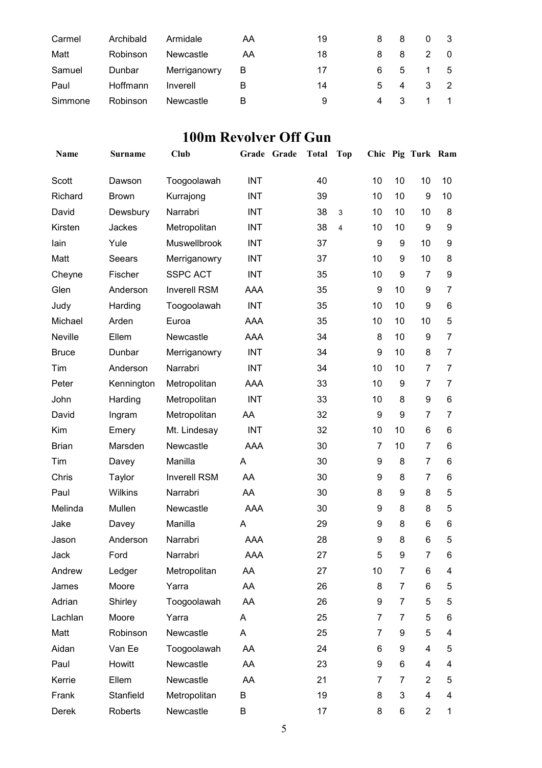| | | | | | | | | | | |
|---|---|---|---|---|---|---|---|---|---|---|
| Carmel | Archibald | Armidale | AA | | 19 | | 8 | 8 | 0 | 3 |
| Matt | Robinson | Newcastle | AA | | 18 | | 8 | 8 | 2 | 0 |
| Samuel | Dunbar | Merriganowry | B | | 17 | | 6 | 5 | 1 | 5 |
| Paul | Hoffmann | Inverell | B | | 14 | | 5 | 4 | 3 | 2 |
| Simmone | Robinson | Newcastle | B | | 9 | | 4 | 3 | 1 | 1 |

## 100m Revolver Off Gun

| Name | Surname | Club | Grade | Grade | Total | Top | Chic | Pig | Turk | Ram |
|---|---|---|---|---|---|---|---|---|---|---|
| Scott | Dawson | Toogoolawah | INT | | 40 | | 10 | 10 | 10 | 10 |
| Richard | Brown | Kurrajong | INT | | 39 | | 10 | 10 | 9 | 10 |
| David | Dewsbury | Narrabri | INT | | 38 | 3 | 10 | 10 | 10 | 8 |
| Kirsten | Jackes | Metropolitan | INT | | 38 | 4 | 10 | 10 | 9 | 9 |
| Iain | Yule | Muswellbrook | INT | | 37 | | 9 | 9 | 10 | 9 |
| Matt | Seears | Merriganowry | INT | | 37 | | 10 | 9 | 10 | 8 |
| Cheyne | Fischer | SSPC ACT | INT | | 35 | | 10 | 9 | 7 | 9 |
| Glen | Anderson | Inverell RSM | AAA | | 35 | | 9 | 10 | 9 | 7 |
| Judy | Harding | Toogoolawah | INT | | 35 | | 10 | 10 | 9 | 6 |
| Michael | Arden | Euroa | AAA | | 35 | | 10 | 10 | 10 | 5 |
| Neville | Ellem | Newcastle | AAA | | 34 | | 8 | 10 | 9 | 7 |
| Bruce | Dunbar | Merriganowry | INT | | 34 | | 9 | 10 | 8 | 7 |
| Tim | Anderson | Narrabri | INT | | 34 | | 10 | 10 | 7 | 7 |
| Peter | Kennington | Metropolitan | AAA | | 33 | | 10 | 9 | 7 | 7 |
| John | Harding | Metropolitan | INT | | 33 | | 10 | 8 | 9 | 6 |
| David | Ingram | Metropolitan | AA | | 32 | | 9 | 9 | 7 | 7 |
| Kim | Emery | Mt. Lindesay | INT | | 32 | | 10 | 10 | 6 | 6 |
| Brian | Marsden | Newcastle | AAA | | 30 | | 7 | 10 | 7 | 6 |
| Tim | Davey | Manilla | A | | 30 | | 9 | 8 | 7 | 6 |
| Chris | Taylor | Inverell RSM | AA | | 30 | | 9 | 8 | 7 | 6 |
| Paul | Wilkins | Narrabri | AA | | 30 | | 8 | 9 | 8 | 5 |
| Melinda | Mullen | Newcastle | AAA | | 30 | | 9 | 8 | 8 | 5 |
| Jake | Davey | Manilla | A | | 29 | | 9 | 8 | 6 | 6 |
| Jason | Anderson | Narrabri | AAA | | 28 | | 9 | 8 | 6 | 5 |
| Jack | Ford | Narrabri | AAA | | 27 | | 5 | 9 | 7 | 6 |
| Andrew | Ledger | Metropolitan | AA | | 27 | | 10 | 7 | 6 | 4 |
| James | Moore | Yarra | AA | | 26 | | 8 | 7 | 6 | 5 |
| Adrian | Shirley | Toogoolawah | AA | | 26 | | 9 | 7 | 5 | 5 |
| Lachlan | Moore | Yarra | A | | 25 | | 7 | 7 | 5 | 6 |
| Matt | Robinson | Newcastle | A | | 25 | | 7 | 9 | 5 | 4 |
| Aidan | Van Ee | Toogoolawah | AA | | 24 | | 6 | 9 | 4 | 5 |
| Paul | Howitt | Newcastle | AA | | 23 | | 9 | 6 | 4 | 4 |
| Kerrie | Ellem | Newcastle | AA | | 21 | | 7 | 7 | 2 | 5 |
| Frank | Stanfield | Metropolitan | B | | 19 | | 8 | 3 | 4 | 4 |
| Derek | Roberts | Newcastle | B | | 17 | | 8 | 6 | 2 | 1 |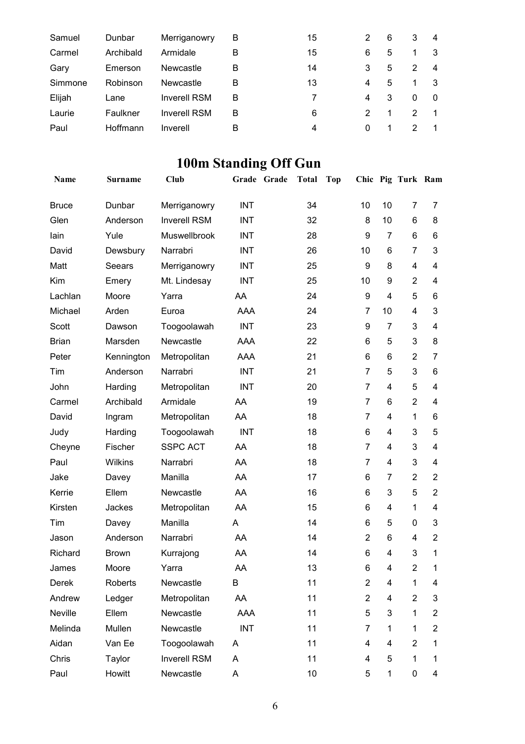| | | | | | | | | | |
|---|---|---|---|---|---|---|---|---|---|
| Samuel | Dunbar | Merriganowry | B | 15 | | 2 | 6 | 3 | 4 |
| Carmel | Archibald | Armidale | B | 15 | | 6 | 5 | 1 | 3 |
| Gary | Emerson | Newcastle | B | 14 | | 3 | 5 | 2 | 4 |
| Simmone | Robinson | Newcastle | B | 13 | | 4 | 5 | 1 | 3 |
| Elijah | Lane | Inverell RSM | B | 7 | | 4 | 3 | 0 | 0 |
| Laurie | Faulkner | Inverell RSM | B | 6 | | 2 | 1 | 2 | 1 |
| Paul | Hoffmann | Inverell | B | 4 | | 0 | 1 | 2 | 1 |

# 100m Standing Off Gun

| Name | Surname | Club | Grade | Grade | Total | Top | Chic | Pig | Turk | Ram |
|---|---|---|---|---|---|---|---|---|---|---|
| Bruce | Dunbar | Merriganowry | INT | | 34 | | 10 | 10 | 7 | 7 |
| Glen | Anderson | Inverell RSM | INT | | 32 | | 8 | 10 | 6 | 8 |
| Iain | Yule | Muswellbrook | INT | | 28 | | 9 | 7 | 6 | 6 |
| David | Dewsbury | Narrabri | INT | | 26 | | 10 | 6 | 7 | 3 |
| Matt | Seears | Merriganowry | INT | | 25 | | 9 | 8 | 4 | 4 |
| Kim | Emery | Mt. Lindesay | INT | | 25 | | 10 | 9 | 2 | 4 |
| Lachlan | Moore | Yarra | AA | | 24 | | 9 | 4 | 5 | 6 |
| Michael | Arden | Euroa | AAA | | 24 | | 7 | 10 | 4 | 3 |
| Scott | Dawson | Toogoolawah | INT | | 23 | | 9 | 7 | 3 | 4 |
| Brian | Marsden | Newcastle | AAA | | 22 | | 6 | 5 | 3 | 8 |
| Peter | Kennington | Metropolitan | AAA | | 21 | | 6 | 6 | 2 | 7 |
| Tim | Anderson | Narrabri | INT | | 21 | | 7 | 5 | 3 | 6 |
| John | Harding | Metropolitan | INT | | 20 | | 7 | 4 | 5 | 4 |
| Carmel | Archibald | Armidale | AA | | 19 | | 7 | 6 | 2 | 4 |
| David | Ingram | Metropolitan | AA | | 18 | | 7 | 4 | 1 | 6 |
| Judy | Harding | Toogoolawah | INT | | 18 | | 6 | 4 | 3 | 5 |
| Cheyne | Fischer | SSPC ACT | AA | | 18 | | 7 | 4 | 3 | 4 |
| Paul | Wilkins | Narrabri | AA | | 18 | | 7 | 4 | 3 | 4 |
| Jake | Davey | Manilla | AA | | 17 | | 6 | 7 | 2 | 2 |
| Kerrie | Ellem | Newcastle | AA | | 16 | | 6 | 3 | 5 | 2 |
| Kirsten | Jackes | Metropolitan | AA | | 15 | | 6 | 4 | 1 | 4 |
| Tim | Davey | Manilla | A | | 14 | | 6 | 5 | 0 | 3 |
| Jason | Anderson | Narrabri | AA | | 14 | | 2 | 6 | 4 | 2 |
| Richard | Brown | Kurrajong | AA | | 14 | | 6 | 4 | 3 | 1 |
| James | Moore | Yarra | AA | | 13 | | 6 | 4 | 2 | 1 |
| Derek | Roberts | Newcastle | B | | 11 | | 2 | 4 | 1 | 4 |
| Andrew | Ledger | Metropolitan | AA | | 11 | | 2 | 4 | 2 | 3 |
| Neville | Ellem | Newcastle | AAA | | 11 | | 5 | 3 | 1 | 2 |
| Melinda | Mullen | Newcastle | INT | | 11 | | 7 | 1 | 1 | 2 |
| Aidan | Van Ee | Toogoolawah | A | | 11 | | 4 | 4 | 2 | 1 |
| Chris | Taylor | Inverell RSM | A | | 11 | | 4 | 5 | 1 | 1 |
| Paul | Howitt | Newcastle | A | | 10 | | 5 | 1 | 0 | 4 |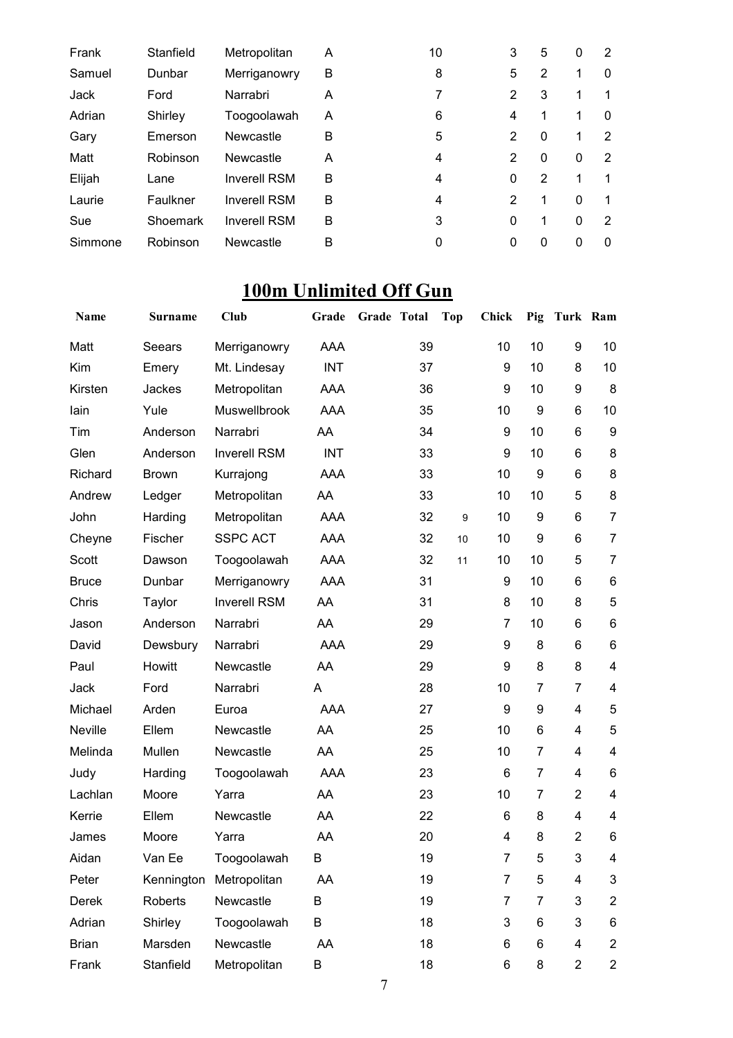| | | | | | | | | | |
|---|---|---|---|---|---|---|---|---|---|
| Frank | Stanfield | Metropolitan | A | 10 | | 3 | 5 | 0 | 2 |
| Samuel | Dunbar | Merriganowry | B | 8 | | 5 | 2 | 1 | 0 |
| Jack | Ford | Narrabri | A | 7 | | 2 | 3 | 1 | 1 |
| Adrian | Shirley | Toogoolawah | A | 6 | | 4 | 1 | 1 | 0 |
| Gary | Emerson | Newcastle | B | 5 | | 2 | 0 | 1 | 2 |
| Matt | Robinson | Newcastle | A | 4 | | 2 | 0 | 0 | 2 |
| Elijah | Lane | Inverell RSM | B | 4 | | 0 | 2 | 1 | 1 |
| Laurie | Faulkner | Inverell RSM | B | 4 | | 2 | 1 | 0 | 1 |
| Sue | Shoemark | Inverell RSM | B | 3 | | 0 | 1 | 0 | 2 |
| Simmone | Robinson | Newcastle | B | 0 | | 0 | 0 | 0 | 0 |

# 100m Unlimited Off Gun

| Name | Surname | Club | Grade | Grade Total | Top | Chick | Pig | Turk | Ram |
|---|---|---|---|---|---|---|---|---|---|
| Matt | Seears | Merriganowry | AAA | 39 | | 10 | 10 | 9 | 10 |
| Kim | Emery | Mt. Lindesay | INT | 37 | | 9 | 10 | 8 | 10 |
| Kirsten | Jackes | Metropolitan | AAA | 36 | | 9 | 10 | 9 | 8 |
| Iain | Yule | Muswellbrook | AAA | 35 | | 10 | 9 | 6 | 10 |
| Tim | Anderson | Narrabri | AA | 34 | | 9 | 10 | 6 | 9 |
| Glen | Anderson | Inverell RSM | INT | 33 | | 9 | 10 | 6 | 8 |
| Richard | Brown | Kurrajong | AAA | 33 | | 10 | 9 | 6 | 8 |
| Andrew | Ledger | Metropolitan | AA | 33 | | 10 | 10 | 5 | 8 |
| John | Harding | Metropolitan | AAA | 32 | 9 | 10 | 9 | 6 | 7 |
| Cheyne | Fischer | SSPC ACT | AAA | 32 | 10 | 10 | 9 | 6 | 7 |
| Scott | Dawson | Toogoolawah | AAA | 32 | 11 | 10 | 10 | 5 | 7 |
| Bruce | Dunbar | Merriganowry | AAA | 31 | | 9 | 10 | 6 | 6 |
| Chris | Taylor | Inverell RSM | AA | 31 | | 8 | 10 | 8 | 5 |
| Jason | Anderson | Narrabri | AA | 29 | | 7 | 10 | 6 | 6 |
| David | Dewsbury | Narrabri | AAA | 29 | | 9 | 8 | 6 | 6 |
| Paul | Howitt | Newcastle | AA | 29 | | 9 | 8 | 8 | 4 |
| Jack | Ford | Narrabri | A | 28 | | 10 | 7 | 7 | 4 |
| Michael | Arden | Euroa | AAA | 27 | | 9 | 9 | 4 | 5 |
| Neville | Ellem | Newcastle | AA | 25 | | 10 | 6 | 4 | 5 |
| Melinda | Mullen | Newcastle | AA | 25 | | 10 | 7 | 4 | 4 |
| Judy | Harding | Toogoolawah | AAA | 23 | | 6 | 7 | 4 | 6 |
| Lachlan | Moore | Yarra | AA | 23 | | 10 | 7 | 2 | 4 |
| Kerrie | Ellem | Newcastle | AA | 22 | | 6 | 8 | 4 | 4 |
| James | Moore | Yarra | AA | 20 | | 4 | 8 | 2 | 6 |
| Aidan | Van Ee | Toogoolawah | B | 19 | | 7 | 5 | 3 | 4 |
| Peter | Kennington | Metropolitan | AA | 19 | | 7 | 5 | 4 | 3 |
| Derek | Roberts | Newcastle | B | 19 | | 7 | 7 | 3 | 2 |
| Adrian | Shirley | Toogoolawah | B | 18 | | 3 | 6 | 3 | 6 |
| Brian | Marsden | Newcastle | AA | 18 | | 6 | 6 | 4 | 2 |
| Frank | Stanfield | Metropolitan | B | 18 | | 6 | 8 | 2 | 2 |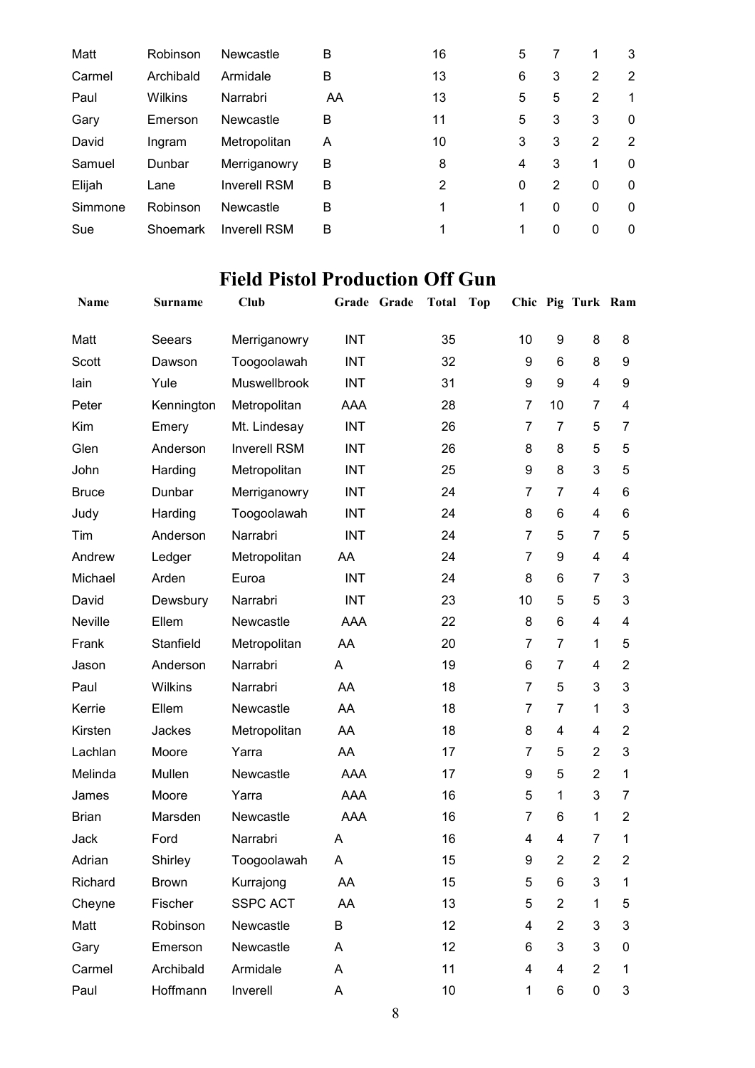| Matt | Robinson | Newcastle | B | | 16 | | 5 | 7 | 1 | 3 |
|---|---|---|---|---|---|---|---|---|---|---|
| Carmel | Archibald | Armidale | B | | 13 | | 6 | 3 | 2 | 2 |
| Paul | Wilkins | Narrabri | AA | | 13 | | 5 | 5 | 2 | 1 |
| Gary | Emerson | Newcastle | B | | 11 | | 5 | 3 | 3 | 0 |
| David | Ingram | Metropolitan | A | | 10 | | 3 | 3 | 2 | 2 |
| Samuel | Dunbar | Merriganowry | B | | 8 | | 4 | 3 | 1 | 0 |
| Elijah | Lane | Inverell RSM | B | | 2 | | 0 | 2 | 0 | 0 |
| Simmone | Robinson | Newcastle | B | | 1 | | 1 | 0 | 0 | 0 |
| Sue | Shoemark | Inverell RSM | B | | 1 | | 1 | 0 | 0 | 0 |

## Field Pistol Production Off Gun

| Name | Surname | Club | Grade | Grade | Total | Top | Chic | Pig | Turk | Ram |
|---|---|---|---|---|---|---|---|---|---|---|
| Matt | Seears | Merriganowry | INT | | 35 | | 10 | 9 | 8 | 8 |
| Scott | Dawson | Toogoolawah | INT | | 32 | | 9 | 6 | 8 | 9 |
| Iain | Yule | Muswellbrook | INT | | 31 | | 9 | 9 | 4 | 9 |
| Peter | Kennington | Metropolitan | AAA | | 28 | | 7 | 10 | 7 | 4 |
| Kim | Emery | Mt. Lindesay | INT | | 26 | | 7 | 7 | 5 | 7 |
| Glen | Anderson | Inverell RSM | INT | | 26 | | 8 | 8 | 5 | 5 |
| John | Harding | Metropolitan | INT | | 25 | | 9 | 8 | 3 | 5 |
| Bruce | Dunbar | Merriganowry | INT | | 24 | | 7 | 7 | 4 | 6 |
| Judy | Harding | Toogoolawah | INT | | 24 | | 8 | 6 | 4 | 6 |
| Tim | Anderson | Narrabri | INT | | 24 | | 7 | 5 | 7 | 5 |
| Andrew | Ledger | Metropolitan | AA | | 24 | | 7 | 9 | 4 | 4 |
| Michael | Arden | Euroa | INT | | 24 | | 8 | 6 | 7 | 3 |
| David | Dewsbury | Narrabri | INT | | 23 | | 10 | 5 | 5 | 3 |
| Neville | Ellem | Newcastle | AAA | | 22 | | 8 | 6 | 4 | 4 |
| Frank | Stanfield | Metropolitan | AA | | 20 | | 7 | 7 | 1 | 5 |
| Jason | Anderson | Narrabri | A | | 19 | | 6 | 7 | 4 | 2 |
| Paul | Wilkins | Narrabri | AA | | 18 | | 7 | 5 | 3 | 3 |
| Kerrie | Ellem | Newcastle | AA | | 18 | | 7 | 7 | 1 | 3 |
| Kirsten | Jackes | Metropolitan | AA | | 18 | | 8 | 4 | 4 | 2 |
| Lachlan | Moore | Yarra | AA | | 17 | | 7 | 5 | 2 | 3 |
| Melinda | Mullen | Newcastle | AAA | | 17 | | 9 | 5 | 2 | 1 |
| James | Moore | Yarra | AAA | | 16 | | 5 | 1 | 3 | 7 |
| Brian | Marsden | Newcastle | AAA | | 16 | | 7 | 6 | 1 | 2 |
| Jack | Ford | Narrabri | A | | 16 | | 4 | 4 | 7 | 1 |
| Adrian | Shirley | Toogoolawah | A | | 15 | | 9 | 2 | 2 | 2 |
| Richard | Brown | Kurrajong | AA | | 15 | | 5 | 6 | 3 | 1 |
| Cheyne | Fischer | SSPC ACT | AA | | 13 | | 5 | 2 | 1 | 5 |
| Matt | Robinson | Newcastle | B | | 12 | | 4 | 2 | 3 | 3 |
| Gary | Emerson | Newcastle | A | | 12 | | 6 | 3 | 3 | 0 |
| Carmel | Archibald | Armidale | A | | 11 | | 4 | 4 | 2 | 1 |
| Paul | Hoffmann | Inverell | A | | 10 | | 1 | 6 | 0 | 3 |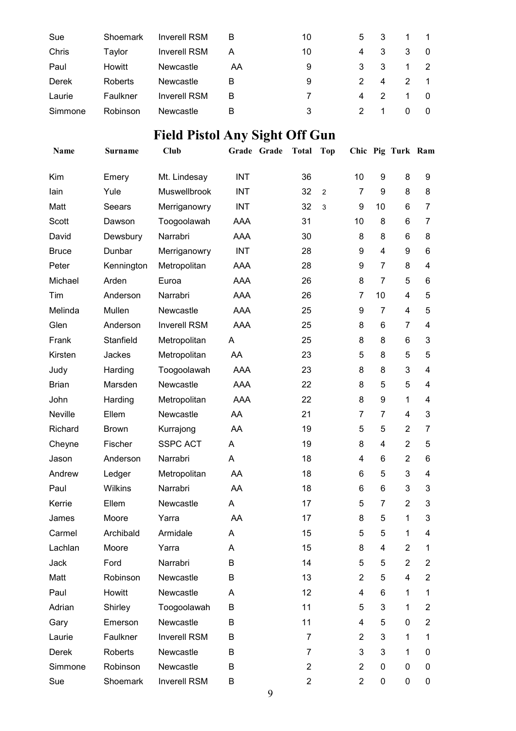| | | | | | | | | | | |
|---|---|---|---|---|---|---|---|---|---|---|
| Sue | Shoemark | Inverell RSM | B | | 10 | | 5 | 3 | 1 | 1 |
| Chris | Taylor | Inverell RSM | A | | 10 | | 4 | 3 | 3 | 0 |
| Paul | Howitt | Newcastle | AA | | 9 | | 3 | 3 | 1 | 2 |
| Derek | Roberts | Newcastle | B | | 9 | | 2 | 4 | 2 | 1 |
| Laurie | Faulkner | Inverell RSM | B | | 7 | | 4 | 2 | 1 | 0 |
| Simmone | Robinson | Newcastle | B | | 3 | | 2 | 1 | 0 | 0 |

# Field Pistol Any Sight Off Gun

| Name | Surname | Club | Grade | Grade | Total | Top | Chic | Pig | Turk | Ram |
|---|---|---|---|---|---|---|---|---|---|---|
| Kim | Emery | Mt. Lindesay | INT | | 36 | | 10 | 9 | 8 | 9 |
| Iain | Yule | Muswellbrook | INT | | 32 | 2 | 7 | 9 | 8 | 8 |
| Matt | Seears | Merriganowry | INT | | 32 | 3 | 9 | 10 | 6 | 7 |
| Scott | Dawson | Toogoolawah | AAA | | 31 | | 10 | 8 | 6 | 7 |
| David | Dewsbury | Narrabri | AAA | | 30 | | 8 | 8 | 6 | 8 |
| Bruce | Dunbar | Merriganowry | INT | | 28 | | 9 | 4 | 9 | 6 |
| Peter | Kennington | Metropolitan | AAA | | 28 | | 9 | 7 | 8 | 4 |
| Michael | Arden | Euroa | AAA | | 26 | | 8 | 7 | 5 | 6 |
| Tim | Anderson | Narrabri | AAA | | 26 | | 7 | 10 | 4 | 5 |
| Melinda | Mullen | Newcastle | AAA | | 25 | | 9 | 7 | 4 | 5 |
| Glen | Anderson | Inverell RSM | AAA | | 25 | | 8 | 6 | 7 | 4 |
| Frank | Stanfield | Metropolitan | A | | 25 | | 8 | 8 | 6 | 3 |
| Kirsten | Jackes | Metropolitan | AA | | 23 | | 5 | 8 | 5 | 5 |
| Judy | Harding | Toogoolawah | AAA | | 23 | | 8 | 8 | 3 | 4 |
| Brian | Marsden | Newcastle | AAA | | 22 | | 8 | 5 | 5 | 4 |
| John | Harding | Metropolitan | AAA | | 22 | | 8 | 9 | 1 | 4 |
| Neville | Ellem | Newcastle | AA | | 21 | | 7 | 7 | 4 | 3 |
| Richard | Brown | Kurrajong | AA | | 19 | | 5 | 5 | 2 | 7 |
| Cheyne | Fischer | SSPC ACT | A | | 19 | | 8 | 4 | 2 | 5 |
| Jason | Anderson | Narrabri | A | | 18 | | 4 | 6 | 2 | 6 |
| Andrew | Ledger | Metropolitan | AA | | 18 | | 6 | 5 | 3 | 4 |
| Paul | Wilkins | Narrabri | AA | | 18 | | 6 | 6 | 3 | 3 |
| Kerrie | Ellem | Newcastle | A | | 17 | | 5 | 7 | 2 | 3 |
| James | Moore | Yarra | AA | | 17 | | 8 | 5 | 1 | 3 |
| Carmel | Archibald | Armidale | A | | 15 | | 5 | 5 | 1 | 4 |
| Lachlan | Moore | Yarra | A | | 15 | | 8 | 4 | 2 | 1 |
| Jack | Ford | Narrabri | B | | 14 | | 5 | 5 | 2 | 2 |
| Matt | Robinson | Newcastle | B | | 13 | | 2 | 5 | 4 | 2 |
| Paul | Howitt | Newcastle | A | | 12 | | 4 | 6 | 1 | 1 |
| Adrian | Shirley | Toogoolawah | B | | 11 | | 5 | 3 | 1 | 2 |
| Gary | Emerson | Newcastle | B | | 11 | | 4 | 5 | 0 | 2 |
| Laurie | Faulkner | Inverell RSM | B | | 7 | | 2 | 3 | 1 | 1 |
| Derek | Roberts | Newcastle | B | | 7 | | 3 | 3 | 1 | 0 |
| Simmone | Robinson | Newcastle | B | | 2 | | 2 | 0 | 0 | 0 |
| Sue | Shoemark | Inverell RSM | B | | 2 | | 2 | 0 | 0 | 0 |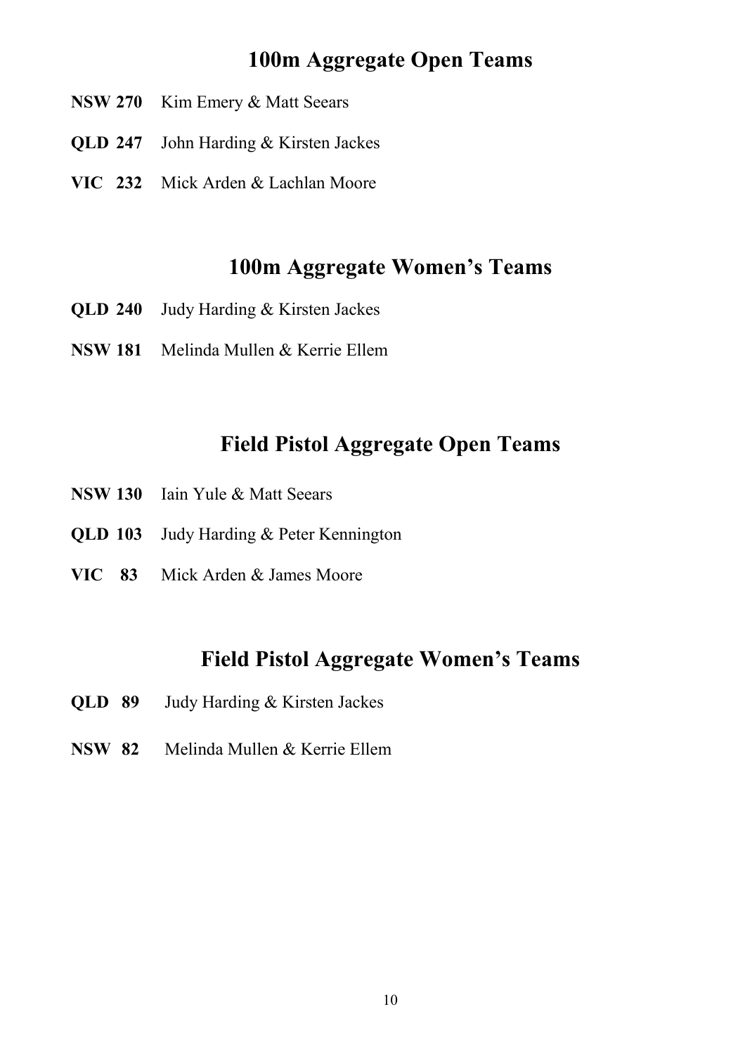## 100m Aggregate Open Teams

**NSW 270** Kim Emery & Matt Seears

**QLD 247** John Harding & Kirsten Jackes

**VIC 232** Mick Arden & Lachlan Moore

## 100m Aggregate Women's Teams

**QLD 240** Judy Harding & Kirsten Jackes

**NSW 181** Melinda Mullen & Kerrie Ellem

## Field Pistol Aggregate Open Teams

**NSW 130** Iain Yule & Matt Seears

**QLD 103** Judy Harding & Peter Kennington

**VIC 83** Mick Arden & James Moore

## Field Pistol Aggregate Women's Teams

**QLD 89** Judy Harding & Kirsten Jackes

**NSW 82** Melinda Mullen & Kerrie Ellem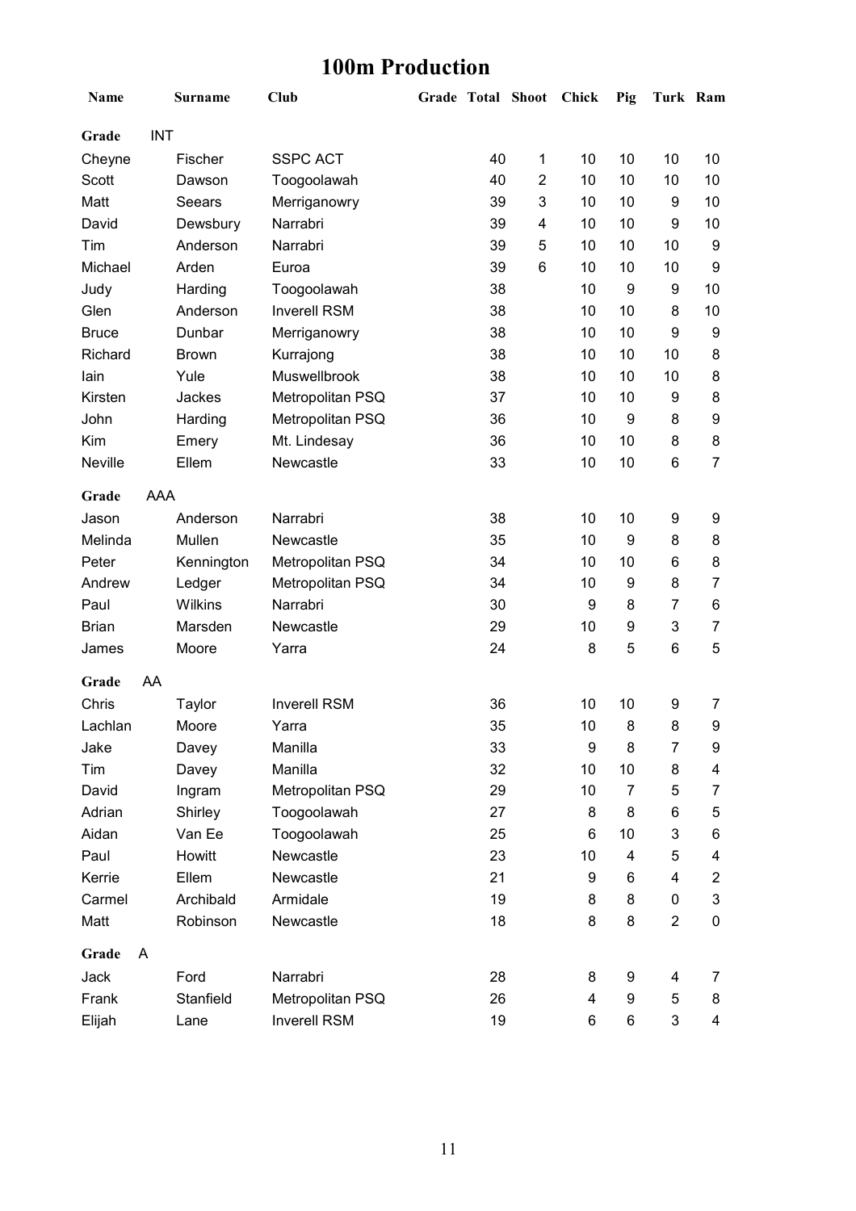# 100m Production

| Name | Surname | Club | Grade | Total | Shoot | Chick | Pig | Turk | Ram |
|---|---|---|---|---|---|---|---|---|---|
| **Grade** INT | | | | | | | | | |
| Cheyne | Fischer | SSPC ACT | | 40 | 1 | 10 | 10 | 10 | 10 |
| Scott | Dawson | Toogoolawah | | 40 | 2 | 10 | 10 | 10 | 10 |
| Matt | Seears | Merriganowry | | 39 | 3 | 10 | 10 | 9 | 10 |
| David | Dewsbury | Narrabri | | 39 | 4 | 10 | 10 | 9 | 10 |
| Tim | Anderson | Narrabri | | 39 | 5 | 10 | 10 | 10 | 9 |
| Michael | Arden | Euroa | | 39 | 6 | 10 | 10 | 10 | 9 |
| Judy | Harding | Toogoolawah | | 38 | | 10 | 9 | 9 | 10 |
| Glen | Anderson | Inverell RSM | | 38 | | 10 | 10 | 8 | 10 |
| Bruce | Dunbar | Merriganowry | | 38 | | 10 | 10 | 9 | 9 |
| Richard | Brown | Kurrajong | | 38 | | 10 | 10 | 10 | 8 |
| Iain | Yule | Muswellbrook | | 38 | | 10 | 10 | 10 | 8 |
| Kirsten | Jackes | Metropolitan PSQ | | 37 | | 10 | 10 | 9 | 8 |
| John | Harding | Metropolitan PSQ | | 36 | | 10 | 9 | 8 | 9 |
| Kim | Emery | Mt. Lindesay | | 36 | | 10 | 10 | 8 | 8 |
| Neville | Ellem | Newcastle | | 33 | | 10 | 10 | 6 | 7 |
| **Grade** AAA | | | | | | | | | |
| Jason | Anderson | Narrabri | | 38 | | 10 | 10 | 9 | 9 |
| Melinda | Mullen | Newcastle | | 35 | | 10 | 9 | 8 | 8 |
| Peter | Kennington | Metropolitan PSQ | | 34 | | 10 | 10 | 6 | 8 |
| Andrew | Ledger | Metropolitan PSQ | | 34 | | 10 | 9 | 8 | 7 |
| Paul | Wilkins | Narrabri | | 30 | | 9 | 8 | 7 | 6 |
| Brian | Marsden | Newcastle | | 29 | | 10 | 9 | 3 | 7 |
| James | Moore | Yarra | | 24 | | 8 | 5 | 6 | 5 |
| **Grade** AA | | | | | | | | | |
| Chris | Taylor | Inverell RSM | | 36 | | 10 | 10 | 9 | 7 |
| Lachlan | Moore | Yarra | | 35 | | 10 | 8 | 8 | 9 |
| Jake | Davey | Manilla | | 33 | | 9 | 8 | 7 | 9 |
| Tim | Davey | Manilla | | 32 | | 10 | 10 | 8 | 4 |
| David | Ingram | Metropolitan PSQ | | 29 | | 10 | 7 | 5 | 7 |
| Adrian | Shirley | Toogoolawah | | 27 | | 8 | 8 | 6 | 5 |
| Aidan | Van Ee | Toogoolawah | | 25 | | 6 | 10 | 3 | 6 |
| Paul | Howitt | Newcastle | | 23 | | 10 | 4 | 5 | 4 |
| Kerrie | Ellem | Newcastle | | 21 | | 9 | 6 | 4 | 2 |
| Carmel | Archibald | Armidale | | 19 | | 8 | 8 | 0 | 3 |
| Matt | Robinson | Newcastle | | 18 | | 8 | 8 | 2 | 0 |
| **Grade** A | | | | | | | | | |
| Jack | Ford | Narrabri | | 28 | | 8 | 9 | 4 | 7 |
| Frank | Stanfield | Metropolitan PSQ | | 26 | | 4 | 9 | 5 | 8 |
| Elijah | Lane | Inverell RSM | | 19 | | 6 | 6 | 3 | 4 |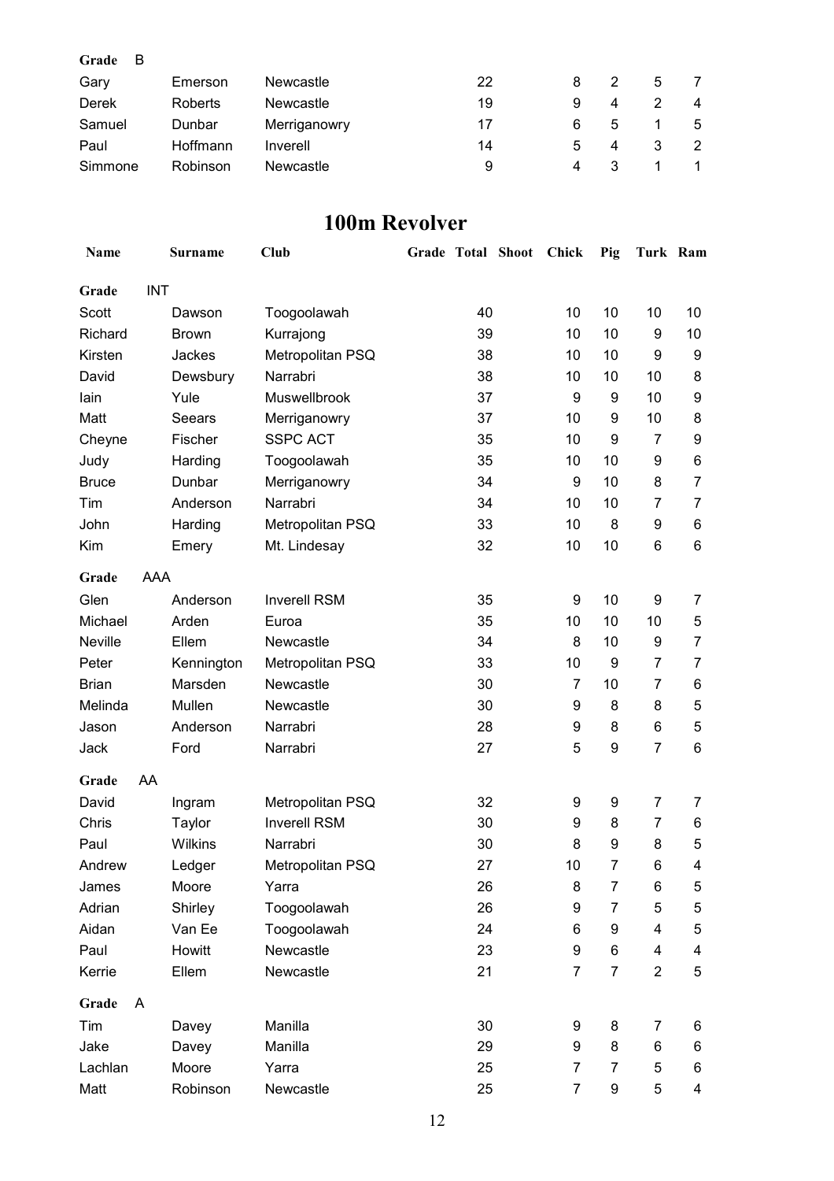| Grade B | | | | | | | | | |
|---|---|---|---|---|---|---|---|---|---|
| Gary | Emerson | Newcastle | | 22 | | 8 | 2 | 5 | 7 |
| Derek | Roberts | Newcastle | | 19 | | 9 | 4 | 2 | 4 |
| Samuel | Dunbar | Merriganowry | | 17 | | 6 | 5 | 1 | 5 |
| Paul | Hoffmann | Inverell | | 14 | | 5 | 4 | 3 | 2 |
| Simmone | Robinson | Newcastle | | 9 | | 4 | 3 | 1 | 1 |

## 100m Revolver

| Name | Surname | Club | Grade | Total | Shoot | Chick | Pig | Turk | Ram |
|---|---|---|---|---|---|---|---|---|---|
| **Grade** INT | | | | | | | | | |
| Scott | Dawson | Toogoolawah | | 40 | | 10 | 10 | 10 | 10 |
| Richard | Brown | Kurrajong | | 39 | | 10 | 10 | 9 | 10 |
| Kirsten | Jackes | Metropolitan PSQ | | 38 | | 10 | 10 | 9 | 9 |
| David | Dewsbury | Narrabri | | 38 | | 10 | 10 | 10 | 8 |
| Iain | Yule | Muswellbrook | | 37 | | 9 | 9 | 10 | 9 |
| Matt | Seears | Merriganowry | | 37 | | 10 | 9 | 10 | 8 |
| Cheyne | Fischer | SSPC ACT | | 35 | | 10 | 9 | 7 | 9 |
| Judy | Harding | Toogoolawah | | 35 | | 10 | 10 | 9 | 6 |
| Bruce | Dunbar | Merriganowry | | 34 | | 9 | 10 | 8 | 7 |
| Tim | Anderson | Narrabri | | 34 | | 10 | 10 | 7 | 7 |
| John | Harding | Metropolitan PSQ | | 33 | | 10 | 8 | 9 | 6 |
| Kim | Emery | Mt. Lindesay | | 32 | | 10 | 10 | 6 | 6 |
| **Grade** AAA | | | | | | | | | |
| Glen | Anderson | Inverell RSM | | 35 | | 9 | 10 | 9 | 7 |
| Michael | Arden | Euroa | | 35 | | 10 | 10 | 10 | 5 |
| Neville | Ellem | Newcastle | | 34 | | 8 | 10 | 9 | 7 |
| Peter | Kennington | Metropolitan PSQ | | 33 | | 10 | 9 | 7 | 7 |
| Brian | Marsden | Newcastle | | 30 | | 7 | 10 | 7 | 6 |
| Melinda | Mullen | Newcastle | | 30 | | 9 | 8 | 8 | 5 |
| Jason | Anderson | Narrabri | | 28 | | 9 | 8 | 6 | 5 |
| Jack | Ford | Narrabri | | 27 | | 5 | 9 | 7 | 6 |
| **Grade** AA | | | | | | | | | |
| David | Ingram | Metropolitan PSQ | | 32 | | 9 | 9 | 7 | 7 |
| Chris | Taylor | Inverell RSM | | 30 | | 9 | 8 | 7 | 6 |
| Paul | Wilkins | Narrabri | | 30 | | 8 | 9 | 8 | 5 |
| Andrew | Ledger | Metropolitan PSQ | | 27 | | 10 | 7 | 6 | 4 |
| James | Moore | Yarra | | 26 | | 8 | 7 | 6 | 5 |
| Adrian | Shirley | Toogoolawah | | 26 | | 9 | 7 | 5 | 5 |
| Aidan | Van Ee | Toogoolawah | | 24 | | 6 | 9 | 4 | 5 |
| Paul | Howitt | Newcastle | | 23 | | 9 | 6 | 4 | 4 |
| Kerrie | Ellem | Newcastle | | 21 | | 7 | 7 | 2 | 5 |
| **Grade** A | | | | | | | | | |
| Tim | Davey | Manilla | | 30 | | 9 | 8 | 7 | 6 |
| Jake | Davey | Manilla | | 29 | | 9 | 8 | 6 | 6 |
| Lachlan | Moore | Yarra | | 25 | | 7 | 7 | 5 | 6 |
| Matt | Robinson | Newcastle | | 25 | | 7 | 9 | 5 | 4 |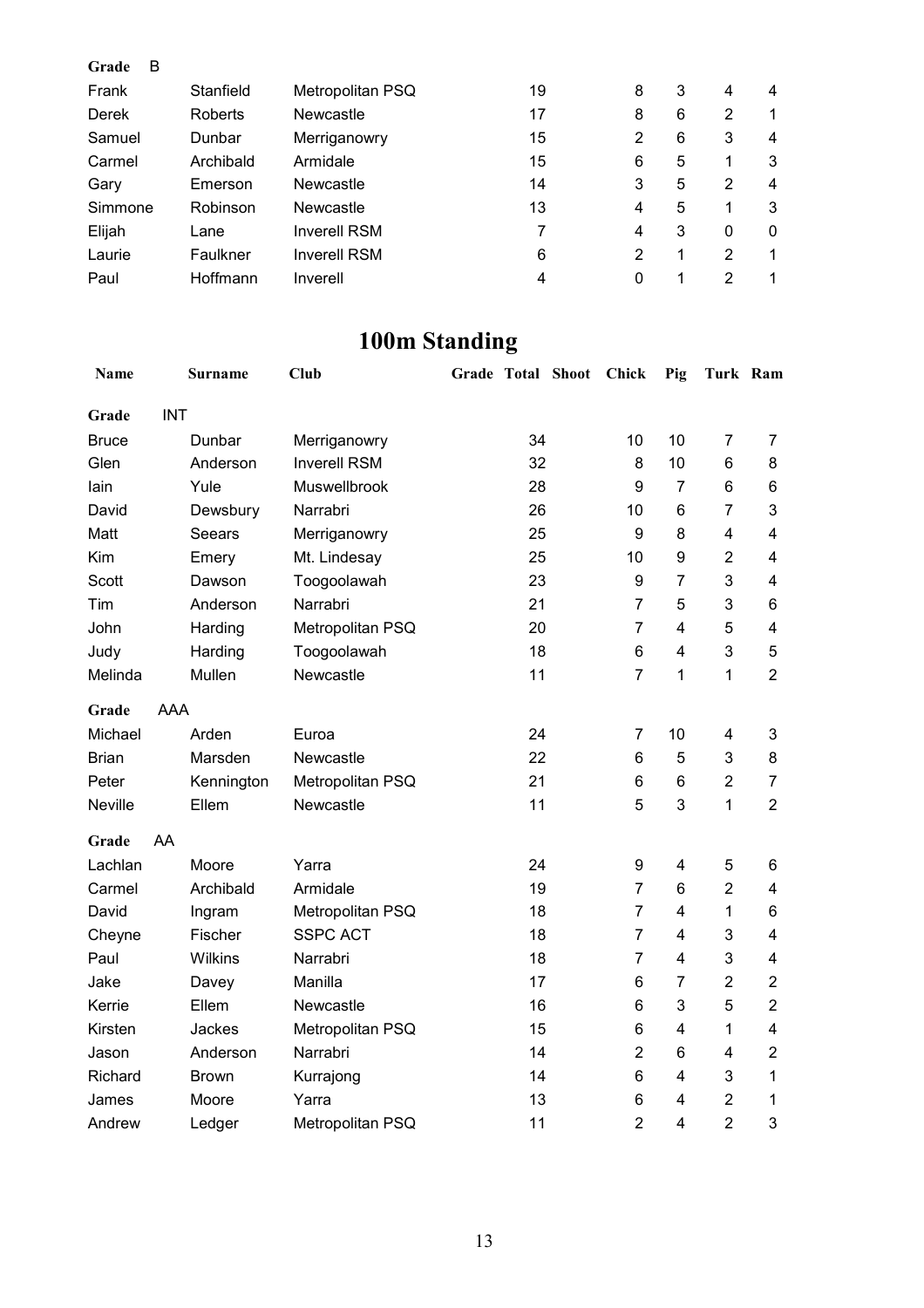| | | | | | | | | | |
|---|---|---|---|---|---|---|---|---|---|
| **Grade** B | | | | | | | | | |
| Frank | Stanfield | Metropolitan PSQ | | 19 | | 8 | 3 | 4 | 4 |
| Derek | Roberts | Newcastle | | 17 | | 8 | 6 | 2 | 1 |
| Samuel | Dunbar | Merriganowry | | 15 | | 2 | 6 | 3 | 4 |
| Carmel | Archibald | Armidale | | 15 | | 6 | 5 | 1 | 3 |
| Gary | Emerson | Newcastle | | 14 | | 3 | 5 | 2 | 4 |
| Simmone | Robinson | Newcastle | | 13 | | 4 | 5 | 1 | 3 |
| Elijah | Lane | Inverell RSM | | 7 | | 4 | 3 | 0 | 0 |
| Laurie | Faulkner | Inverell RSM | | 6 | | 2 | 1 | 2 | 1 |
| Paul | Hoffmann | Inverell | | 4 | | 0 | 1 | 2 | 1 |

# 100m Standing

| Name | Surname | Club | Grade | Total | Shoot | Chick | Pig | Turk | Ram |
|---|---|---|---|---|---|---|---|---|---|
| **Grade** INT | | | | | | | | | |
| Bruce | Dunbar | Merriganowry | | 34 | | 10 | 10 | 7 | 7 |
| Glen | Anderson | Inverell RSM | | 32 | | 8 | 10 | 6 | 8 |
| Iain | Yule | Muswellbrook | | 28 | | 9 | 7 | 6 | 6 |
| David | Dewsbury | Narrabri | | 26 | | 10 | 6 | 7 | 3 |
| Matt | Seears | Merriganowry | | 25 | | 9 | 8 | 4 | 4 |
| Kim | Emery | Mt. Lindesay | | 25 | | 10 | 9 | 2 | 4 |
| Scott | Dawson | Toogoolawah | | 23 | | 9 | 7 | 3 | 4 |
| Tim | Anderson | Narrabri | | 21 | | 7 | 5 | 3 | 6 |
| John | Harding | Metropolitan PSQ | | 20 | | 7 | 4 | 5 | 4 |
| Judy | Harding | Toogoolawah | | 18 | | 6 | 4 | 3 | 5 |
| Melinda | Mullen | Newcastle | | 11 | | 7 | 1 | 1 | 2 |
| **Grade** AAA | | | | | | | | | |
| Michael | Arden | Euroa | | 24 | | 7 | 10 | 4 | 3 |
| Brian | Marsden | Newcastle | | 22 | | 6 | 5 | 3 | 8 |
| Peter | Kennington | Metropolitan PSQ | | 21 | | 6 | 6 | 2 | 7 |
| Neville | Ellem | Newcastle | | 11 | | 5 | 3 | 1 | 2 |
| **Grade** AA | | | | | | | | | |
| Lachlan | Moore | Yarra | | 24 | | 9 | 4 | 5 | 6 |
| Carmel | Archibald | Armidale | | 19 | | 7 | 6 | 2 | 4 |
| David | Ingram | Metropolitan PSQ | | 18 | | 7 | 4 | 1 | 6 |
| Cheyne | Fischer | SSPC ACT | | 18 | | 7 | 4 | 3 | 4 |
| Paul | Wilkins | Narrabri | | 18 | | 7 | 4 | 3 | 4 |
| Jake | Davey | Manilla | | 17 | | 6 | 7 | 2 | 2 |
| Kerrie | Ellem | Newcastle | | 16 | | 6 | 3 | 5 | 2 |
| Kirsten | Jackes | Metropolitan PSQ | | 15 | | 6 | 4 | 1 | 4 |
| Jason | Anderson | Narrabri | | 14 | | 2 | 6 | 4 | 2 |
| Richard | Brown | Kurrajong | | 14 | | 6 | 4 | 3 | 1 |
| James | Moore | Yarra | | 13 | | 6 | 4 | 2 | 1 |
| Andrew | Ledger | Metropolitan PSQ | | 11 | | 2 | 4 | 2 | 3 |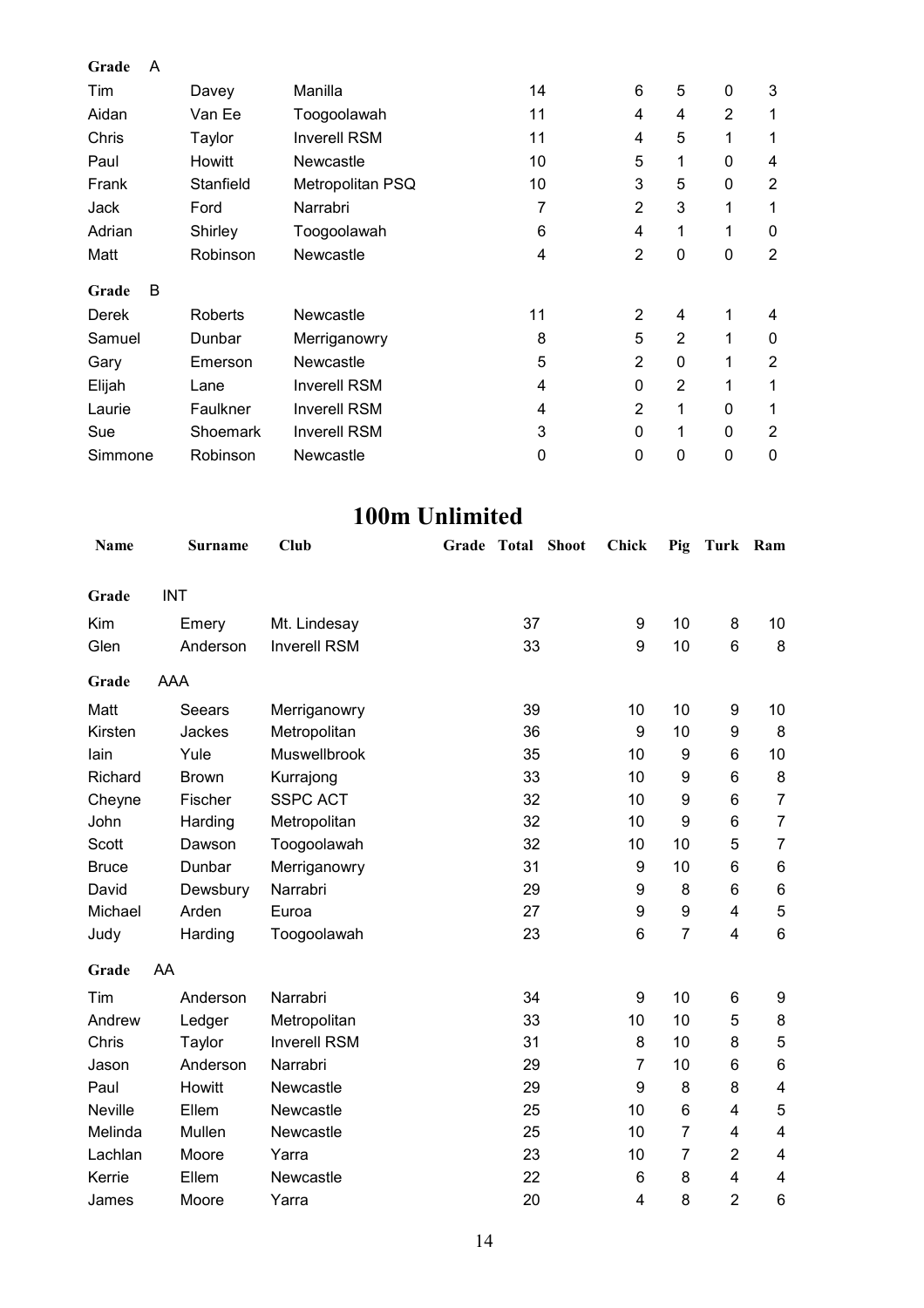| | | | | | | | | |
|---|---|---|---|---|---|---|---|---|
| **Grade** A | | | | | | | | |
| Tim | Davey | Manilla | | 14 | 6 | 5 | 0 | 3 |
| Aidan | Van Ee | Toogoolawah | | 11 | 4 | 4 | 2 | 1 |
| Chris | Taylor | Inverell RSM | | 11 | 4 | 5 | 1 | 1 |
| Paul | Howitt | Newcastle | | 10 | 5 | 1 | 0 | 4 |
| Frank | Stanfield | Metropolitan PSQ | | 10 | 3 | 5 | 0 | 2 |
| Jack | Ford | Narrabri | | 7 | 2 | 3 | 1 | 1 |
| Adrian | Shirley | Toogoolawah | | 6 | 4 | 1 | 1 | 0 |
| Matt | Robinson | Newcastle | | 4 | 2 | 0 | 0 | 2 |
| **Grade** B | | | | | | | | |
| Derek | Roberts | Newcastle | | 11 | 2 | 4 | 1 | 4 |
| Samuel | Dunbar | Merriganowry | | 8 | 5 | 2 | 1 | 0 |
| Gary | Emerson | Newcastle | | 5 | 2 | 0 | 1 | 2 |
| Elijah | Lane | Inverell RSM | | 4 | 0 | 2 | 1 | 1 |
| Laurie | Faulkner | Inverell RSM | | 4 | 2 | 1 | 0 | 1 |
| Sue | Shoemark | Inverell RSM | | 3 | 0 | 1 | 0 | 2 |
| Simmone | Robinson | Newcastle | | 0 | 0 | 0 | 0 | 0 |

# 100m Unlimited

| Name | Surname | Club | Grade | Total | Shoot | Chick | Pig | Turk | Ram |
|---|---|---|---|---|---|---|---|---|---|
| **Grade** INT | | | | | | | | | |
| Kim | Emery | Mt. Lindesay | | 37 | | 9 | 10 | 8 | 10 |
| Glen | Anderson | Inverell RSM | | 33 | | 9 | 10 | 6 | 8 |
| **Grade** AAA | | | | | | | | | |
| Matt | Seears | Merriganowry | | 39 | | 10 | 10 | 9 | 10 |
| Kirsten | Jackes | Metropolitan | | 36 | | 9 | 10 | 9 | 8 |
| Iain | Yule | Muswellbrook | | 35 | | 10 | 9 | 6 | 10 |
| Richard | Brown | Kurrajong | | 33 | | 10 | 9 | 6 | 8 |
| Cheyne | Fischer | SSPC ACT | | 32 | | 10 | 9 | 6 | 7 |
| John | Harding | Metropolitan | | 32 | | 10 | 9 | 6 | 7 |
| Scott | Dawson | Toogoolawah | | 32 | | 10 | 10 | 5 | 7 |
| Bruce | Dunbar | Merriganowry | | 31 | | 9 | 10 | 6 | 6 |
| David | Dewsbury | Narrabri | | 29 | | 9 | 8 | 6 | 6 |
| Michael | Arden | Euroa | | 27 | | 9 | 9 | 4 | 5 |
| Judy | Harding | Toogoolawah | | 23 | | 6 | 7 | 4 | 6 |
| **Grade** AA | | | | | | | | | |
| Tim | Anderson | Narrabri | | 34 | | 9 | 10 | 6 | 9 |
| Andrew | Ledger | Metropolitan | | 33 | | 10 | 10 | 5 | 8 |
| Chris | Taylor | Inverell RSM | | 31 | | 8 | 10 | 8 | 5 |
| Jason | Anderson | Narrabri | | 29 | | 7 | 10 | 6 | 6 |
| Paul | Howitt | Newcastle | | 29 | | 9 | 8 | 8 | 4 |
| Neville | Ellem | Newcastle | | 25 | | 10 | 6 | 4 | 5 |
| Melinda | Mullen | Newcastle | | 25 | | 10 | 7 | 4 | 4 |
| Lachlan | Moore | Yarra | | 23 | | 10 | 7 | 2 | 4 |
| Kerrie | Ellem | Newcastle | | 22 | | 6 | 8 | 4 | 4 |
| James | Moore | Yarra | | 20 | | 4 | 8 | 2 | 6 |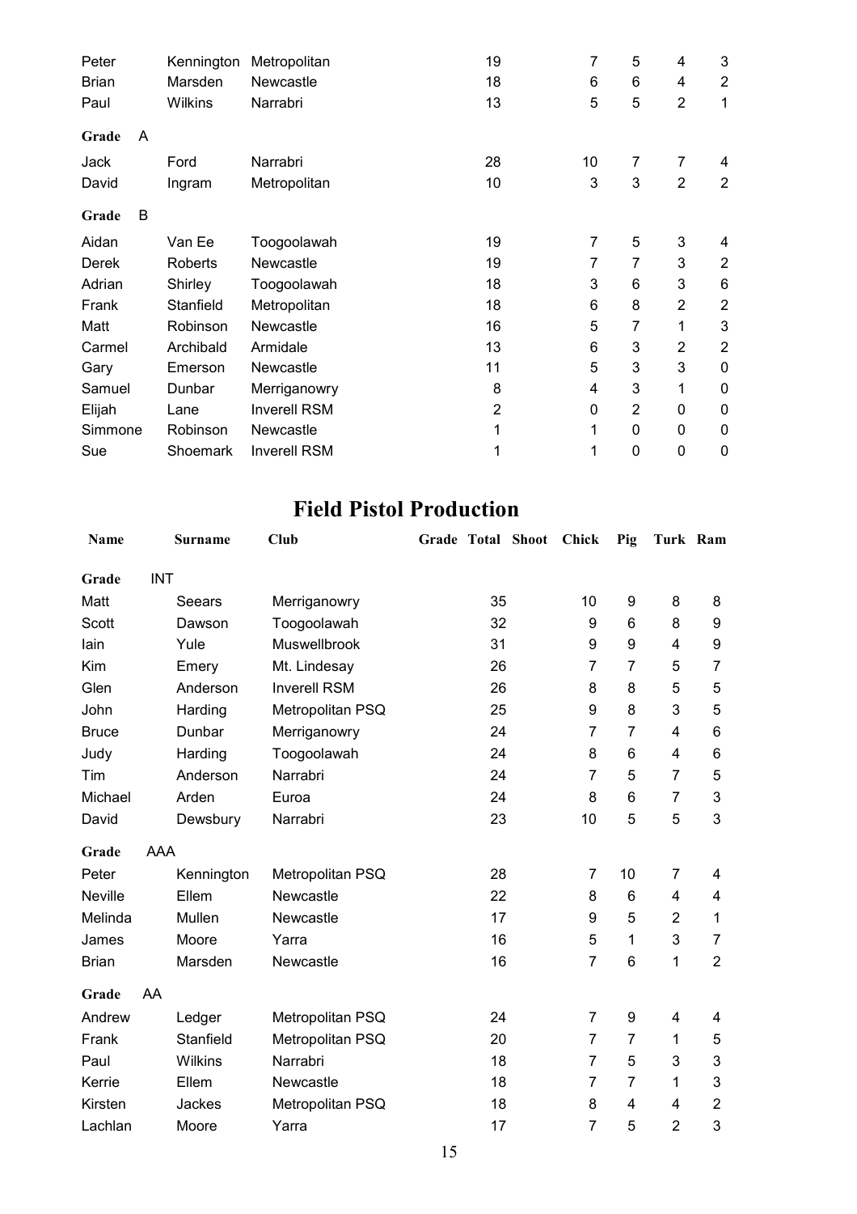| Name | Surname | Club | Grade | Total | Shoot | Chick | Pig | Turk | Ram |
|---|---|---|---|---|---|---|---|---|---|
| Peter | Kennington | Metropolitan | | 19 | | 7 | 5 | 4 | 3 |
| Brian | Marsden | Newcastle | | 18 | | 6 | 6 | 4 | 2 |
| Paul | Wilkins | Narrabri | | 13 | | 5 | 5 | 2 | 1 |
| **Grade** | A | | | | | | | | |
| Jack | Ford | Narrabri | | 28 | | 10 | 7 | 7 | 4 |
| David | Ingram | Metropolitan | | 10 | | 3 | 3 | 2 | 2 |
| **Grade** | B | | | | | | | | |
| Aidan | Van Ee | Toogoolawah | | 19 | | 7 | 5 | 3 | 4 |
| Derek | Roberts | Newcastle | | 19 | | 7 | 7 | 3 | 2 |
| Adrian | Shirley | Toogoolawah | | 18 | | 3 | 6 | 3 | 6 |
| Frank | Stanfield | Metropolitan | | 18 | | 6 | 8 | 2 | 2 |
| Matt | Robinson | Newcastle | | 16 | | 5 | 7 | 1 | 3 |
| Carmel | Archibald | Armidale | | 13 | | 6 | 3 | 2 | 2 |
| Gary | Emerson | Newcastle | | 11 | | 5 | 3 | 3 | 0 |
| Samuel | Dunbar | Merriganowry | | 8 | | 4 | 3 | 1 | 0 |
| Elijah | Lane | Inverell RSM | | 2 | | 0 | 2 | 0 | 0 |
| Simmone | Robinson | Newcastle | | 1 | | 1 | 0 | 0 | 0 |
| Sue | Shoemark | Inverell RSM | | 1 | | 1 | 0 | 0 | 0 |

# Field Pistol Production

| Name | Surname | Club | Grade | Total | Shoot | Chick | Pig | Turk | Ram |
|---|---|---|---|---|---|---|---|---|---|
| **Grade** | INT | | | | | | | | |
| Matt | Seears | Merriganowry | | 35 | | 10 | 9 | 8 | 8 |
| Scott | Dawson | Toogoolawah | | 32 | | 9 | 6 | 8 | 9 |
| Iain | Yule | Muswellbrook | | 31 | | 9 | 9 | 4 | 9 |
| Kim | Emery | Mt. Lindesay | | 26 | | 7 | 7 | 5 | 7 |
| Glen | Anderson | Inverell RSM | | 26 | | 8 | 8 | 5 | 5 |
| John | Harding | Metropolitan PSQ | | 25 | | 9 | 8 | 3 | 5 |
| Bruce | Dunbar | Merriganowry | | 24 | | 7 | 7 | 4 | 6 |
| Judy | Harding | Toogoolawah | | 24 | | 8 | 6 | 4 | 6 |
| Tim | Anderson | Narrabri | | 24 | | 7 | 5 | 7 | 5 |
| Michael | Arden | Euroa | | 24 | | 8 | 6 | 7 | 3 |
| David | Dewsbury | Narrabri | | 23 | | 10 | 5 | 5 | 3 |
| **Grade** | AAA | | | | | | | | |
| Peter | Kennington | Metropolitan PSQ | | 28 | | 7 | 10 | 7 | 4 |
| Neville | Ellem | Newcastle | | 22 | | 8 | 6 | 4 | 4 |
| Melinda | Mullen | Newcastle | | 17 | | 9 | 5 | 2 | 1 |
| James | Moore | Yarra | | 16 | | 5 | 1 | 3 | 7 |
| Brian | Marsden | Newcastle | | 16 | | 7 | 6 | 1 | 2 |
| **Grade** | AA | | | | | | | | |
| Andrew | Ledger | Metropolitan PSQ | | 24 | | 7 | 9 | 4 | 4 |
| Frank | Stanfield | Metropolitan PSQ | | 20 | | 7 | 7 | 1 | 5 |
| Paul | Wilkins | Narrabri | | 18 | | 7 | 5 | 3 | 3 |
| Kerrie | Ellem | Newcastle | | 18 | | 7 | 7 | 1 | 3 |
| Kirsten | Jackes | Metropolitan PSQ | | 18 | | 8 | 4 | 4 | 2 |
| Lachlan | Moore | Yarra | | 17 | | 7 | 5 | 2 | 3 |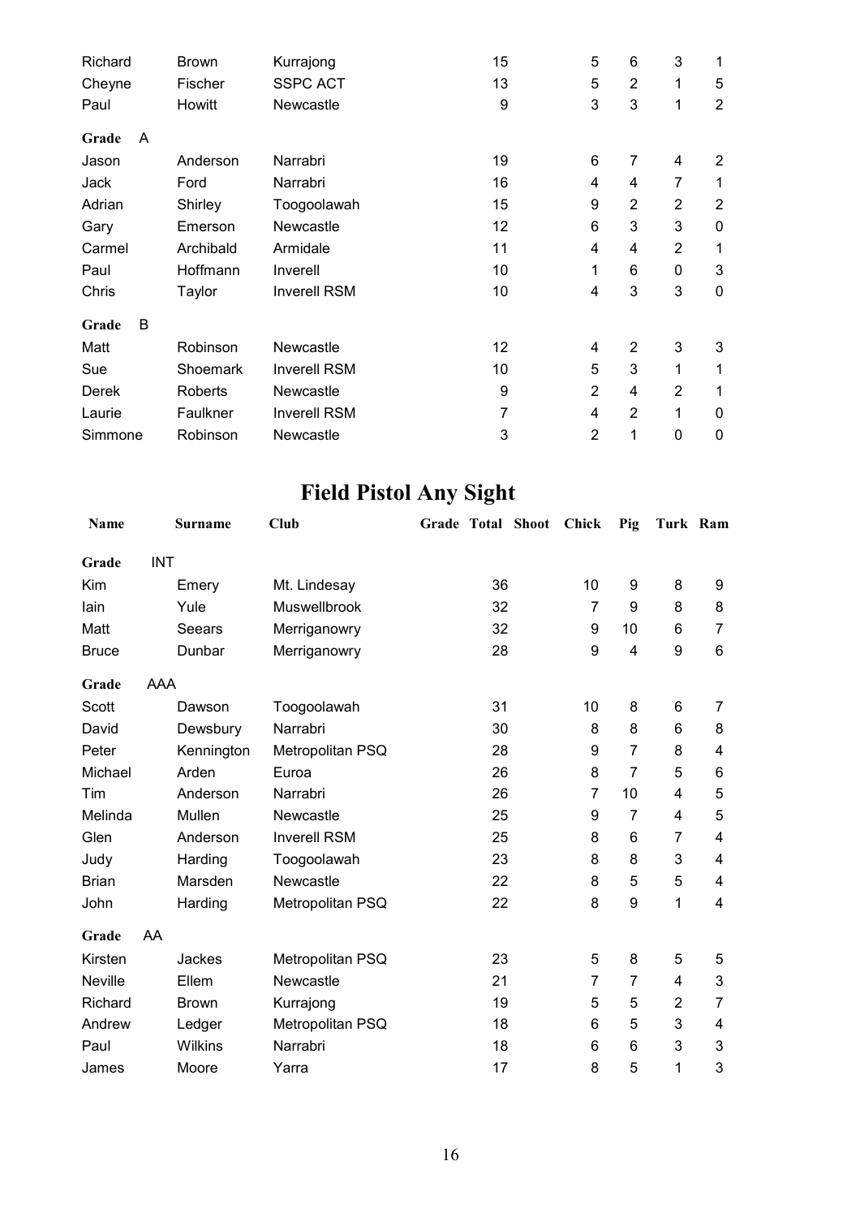| Name | Surname | Club | Grade | Total | Shoot | Chick | Pig | Turk | Ram |
|---|---|---|---|---|---|---|---|---|---|
| Richard | Brown | Kurrajong | | 15 | | 5 | 6 | 3 | 1 |
| Cheyne | Fischer | SSPC ACT | | 13 | | 5 | 2 | 1 | 5 |
| Paul | Howitt | Newcastle | | 9 | | 3 | 3 | 1 | 2 |
| **Grade** A | | | | | | | | | |
| Jason | Anderson | Narrabri | | 19 | | 6 | 7 | 4 | 2 |
| Jack | Ford | Narrabri | | 16 | | 4 | 4 | 7 | 1 |
| Adrian | Shirley | Toogoolawah | | 15 | | 9 | 2 | 2 | 2 |
| Gary | Emerson | Newcastle | | 12 | | 6 | 3 | 3 | 0 |
| Carmel | Archibald | Armidale | | 11 | | 4 | 4 | 2 | 1 |
| Paul | Hoffmann | Inverell | | 10 | | 1 | 6 | 0 | 3 |
| Chris | Taylor | Inverell RSM | | 10 | | 4 | 3 | 3 | 0 |
| **Grade** B | | | | | | | | | |
| Matt | Robinson | Newcastle | | 12 | | 4 | 2 | 3 | 3 |
| Sue | Shoemark | Inverell RSM | | 10 | | 5 | 3 | 1 | 1 |
| Derek | Roberts | Newcastle | | 9 | | 2 | 4 | 2 | 1 |
| Laurie | Faulkner | Inverell RSM | | 7 | | 4 | 2 | 1 | 0 |
| Simmone | Robinson | Newcastle | | 3 | | 2 | 1 | 0 | 0 |

# Field Pistol Any Sight

| Name | Surname | Club | Grade | Total | Shoot | Chick | Pig | Turk | Ram |
|---|---|---|---|---|---|---|---|---|---|
| **Grade** INT | | | | | | | | | |
| Kim | Emery | Mt. Lindesay | | 36 | | 10 | 9 | 8 | 9 |
| Iain | Yule | Muswellbrook | | 32 | | 7 | 9 | 8 | 8 |
| Matt | Seears | Merriganowry | | 32 | | 9 | 10 | 6 | 7 |
| Bruce | Dunbar | Merriganowry | | 28 | | 9 | 4 | 9 | 6 |
| **Grade** AAA | | | | | | | | | |
| Scott | Dawson | Toogoolawah | | 31 | | 10 | 8 | 6 | 7 |
| David | Dewsbury | Narrabri | | 30 | | 8 | 8 | 6 | 8 |
| Peter | Kennington | Metropolitan PSQ | | 28 | | 9 | 7 | 8 | 4 |
| Michael | Arden | Euroa | | 26 | | 8 | 7 | 5 | 6 |
| Tim | Anderson | Narrabri | | 26 | | 7 | 10 | 4 | 5 |
| Melinda | Mullen | Newcastle | | 25 | | 9 | 7 | 4 | 5 |
| Glen | Anderson | Inverell RSM | | 25 | | 8 | 6 | 7 | 4 |
| Judy | Harding | Toogoolawah | | 23 | | 8 | 8 | 3 | 4 |
| Brian | Marsden | Newcastle | | 22 | | 8 | 5 | 5 | 4 |
| John | Harding | Metropolitan PSQ | | 22 | | 8 | 9 | 1 | 4 |
| **Grade** AA | | | | | | | | | |
| Kirsten | Jackes | Metropolitan PSQ | | 23 | | 5 | 8 | 5 | 5 |
| Neville | Ellem | Newcastle | | 21 | | 7 | 7 | 4 | 3 |
| Richard | Brown | Kurrajong | | 19 | | 5 | 5 | 2 | 7 |
| Andrew | Ledger | Metropolitan PSQ | | 18 | | 6 | 5 | 3 | 4 |
| Paul | Wilkins | Narrabri | | 18 | | 6 | 6 | 3 | 3 |
| James | Moore | Yarra | | 17 | | 8 | 5 | 1 | 3 |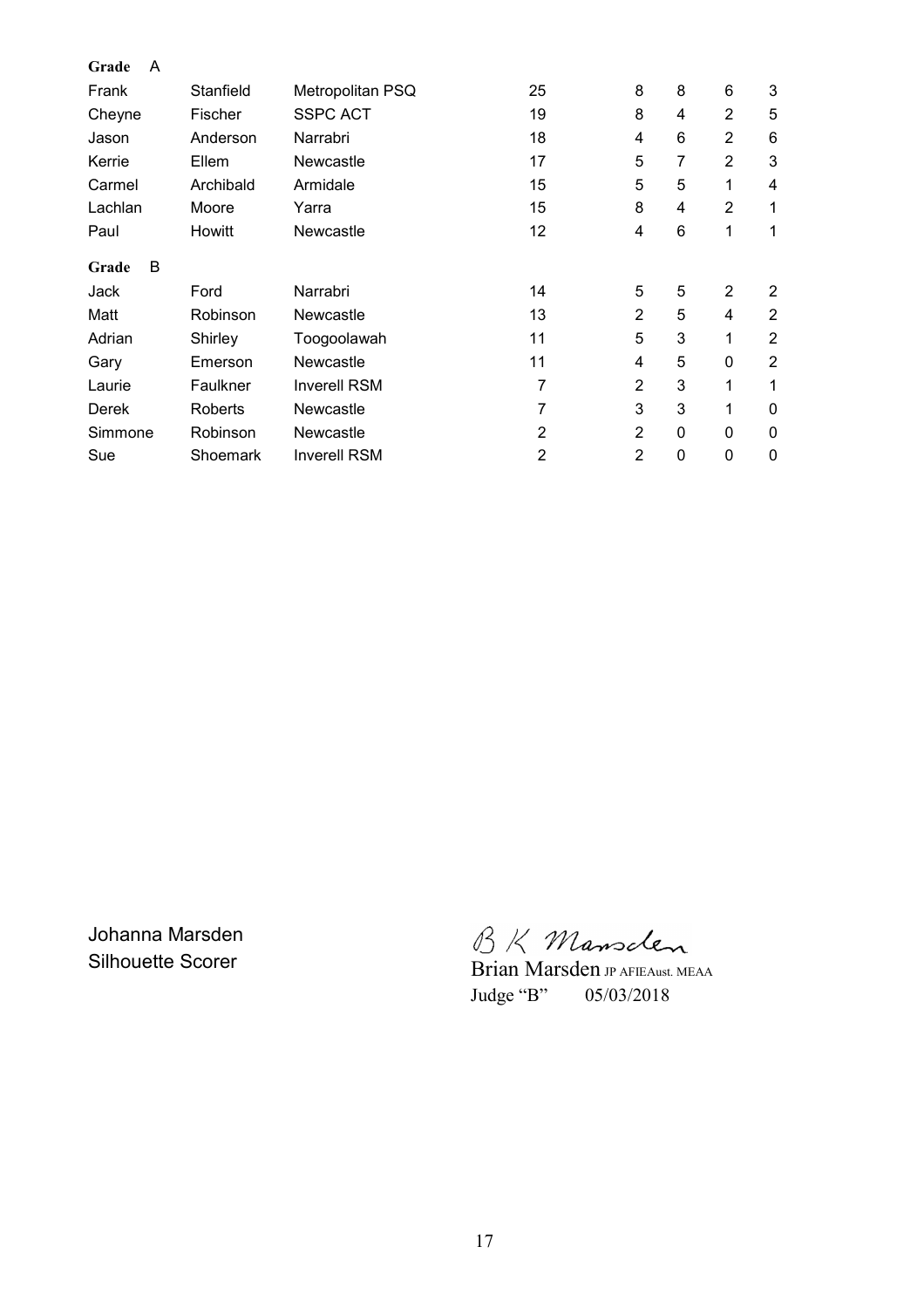**Grade** A

| | | | | | | | |
|---|---|---|---|---|---|---|---|
| Frank | Stanfield | Metropolitan PSQ | 25 | 8 | 8 | 6 | 3 |
| Cheyne | Fischer | SSPC ACT | 19 | 8 | 4 | 2 | 5 |
| Jason | Anderson | Narrabri | 18 | 4 | 6 | 2 | 6 |
| Kerrie | Ellem | Newcastle | 17 | 5 | 7 | 2 | 3 |
| Carmel | Archibald | Armidale | 15 | 5 | 5 | 1 | 4 |
| Lachlan | Moore | Yarra | 15 | 8 | 4 | 2 | 1 |
| Paul | Howitt | Newcastle | 12 | 4 | 6 | 1 | 1 |

**Grade** B

| | | | | | | | |
|---|---|---|---|---|---|---|---|
| Jack | Ford | Narrabri | 14 | 5 | 5 | 2 | 2 |
| Matt | Robinson | Newcastle | 13 | 2 | 5 | 4 | 2 |
| Adrian | Shirley | Toogoolawah | 11 | 5 | 3 | 1 | 2 |
| Gary | Emerson | Newcastle | 11 | 4 | 5 | 0 | 2 |
| Laurie | Faulkner | Inverell RSM | 7 | 2 | 3 | 1 | 1 |
| Derek | Roberts | Newcastle | 7 | 3 | 3 | 1 | 0 |
| Simmone | Robinson | Newcastle | 2 | 2 | 0 | 0 | 0 |
| Sue | Shoemark | Inverell RSM | 2 | 2 | 0 | 0 | 0 |

Johanna Marsden
Silhouette Scorer

B K Marsden

Brian Marsden JP AFIEAust. MEAA
Judge "B" 05/03/2018